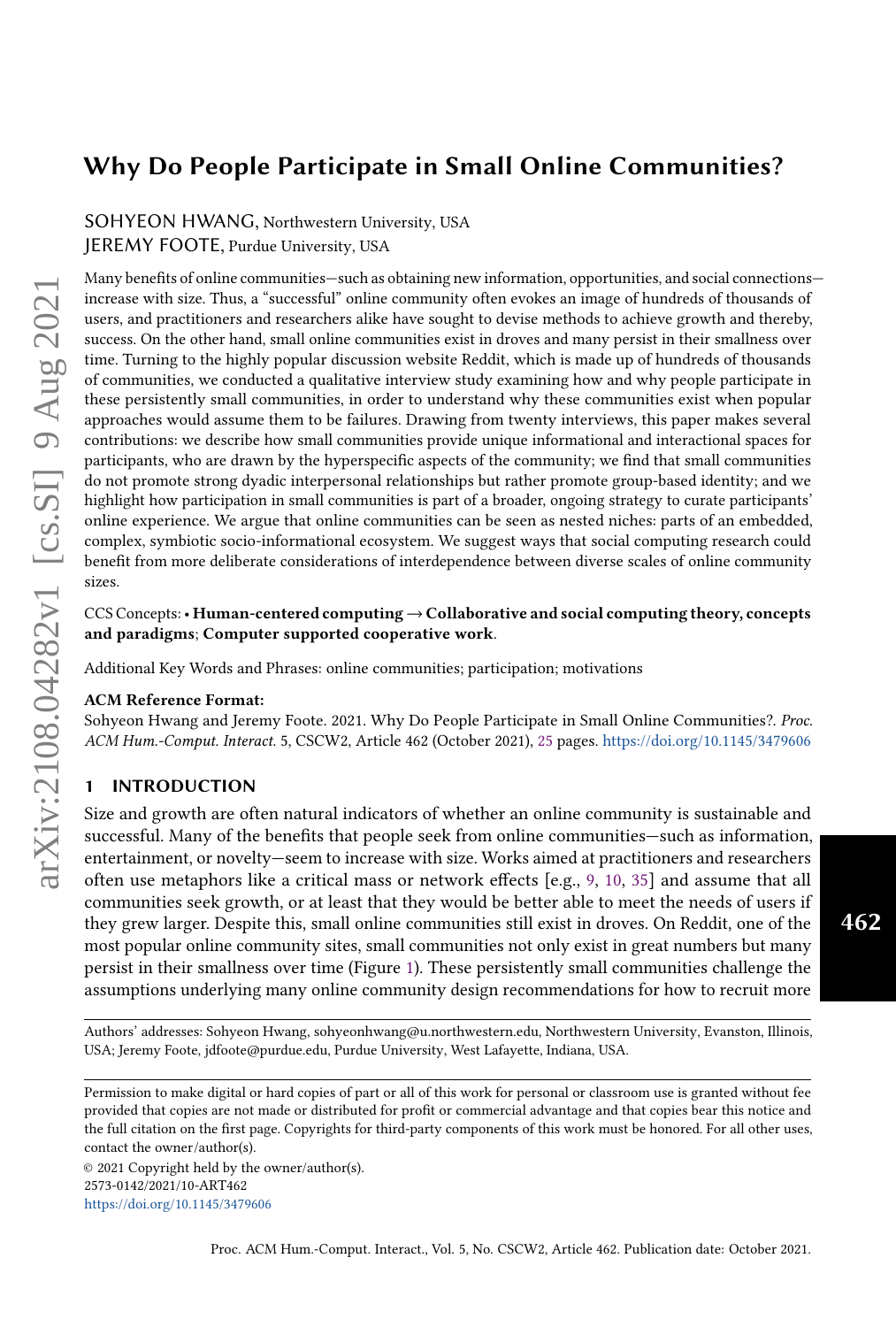# Why Do People Participate in Small Online Communities?

SOHYEON HWANG, Northwestern University, USA
JEREMY FOOTE, Purdue University, USA

Many benefits of online communities—such as obtaining new information, opportunities, and social connections—increase with size. Thus, a "successful" online community often evokes an image of hundreds of thousands of users, and practitioners and researchers alike have sought to devise methods to achieve growth and thereby, success. On the other hand, small online communities exist in droves and many persist in their smallness over time. Turning to the highly popular discussion website Reddit, which is made up of hundreds of thousands of communities, we conducted a qualitative interview study examining how and why people participate in these persistently small communities, in order to understand why these communities exist when popular approaches would assume them to be failures. Drawing from twenty interviews, this paper makes several contributions: we describe how small communities provide unique informational and interactional spaces for participants, who are drawn by the hyperspecific aspects of the community; we find that small communities do not promote strong dyadic interpersonal relationships but rather promote group-based identity; and we highlight how participation in small communities is part of a broader, ongoing strategy to curate participants' online experience. We argue that online communities can be seen as nested niches: parts of an embedded, complex, symbiotic socio-informational ecosystem. We suggest ways that social computing research could benefit from more deliberate considerations of interdependence between diverse scales of online community sizes.

CCS Concepts: • **Human-centered computing → Collaborative and social computing theory, concepts and paradigms**; **Computer supported cooperative work**.

Additional Key Words and Phrases: online communities; participation; motivations

**ACM Reference Format:**
Sohyeon Hwang and Jeremy Foote. 2021. Why Do People Participate in Small Online Communities?. *Proc. ACM Hum.-Comput. Interact.* 5, CSCW2, Article 462 (October 2021), 25 pages. https://doi.org/10.1145/3479606

## 1 INTRODUCTION

Size and growth are often natural indicators of whether an online community is sustainable and successful. Many of the benefits that people seek from online communities—such as information, entertainment, or novelty—seem to increase with size. Works aimed at practitioners and researchers often use metaphors like a critical mass or network effects [e.g., 9, 10, 35] and assume that all communities seek growth, or at least that they would be better able to meet the needs of users if they grew larger. Despite this, small online communities still exist in droves. On Reddit, one of the most popular online community sites, small communities not only exist in great numbers but many persist in their smallness over time (Figure 1). These persistently small communities challenge the assumptions underlying many online community design recommendations for how to recruit more

Authors' addresses: Sohyeon Hwang, sohyeonhwang@u.northwestern.edu, Northwestern University, Evanston, Illinois, USA; Jeremy Foote, jdfoote@purdue.edu, Purdue University, West Lafayette, Indiana, USA.

Permission to make digital or hard copies of part or all of this work for personal or classroom use is granted without fee provided that copies are not made or distributed for profit or commercial advantage and that copies bear this notice and the full citation on the first page. Copyrights for third-party components of this work must be honored. For all other uses, contact the owner/author(s).

© 2021 Copyright held by the owner/author(s).
2573-0142/2021/10-ART462
https://doi.org/10.1145/3479606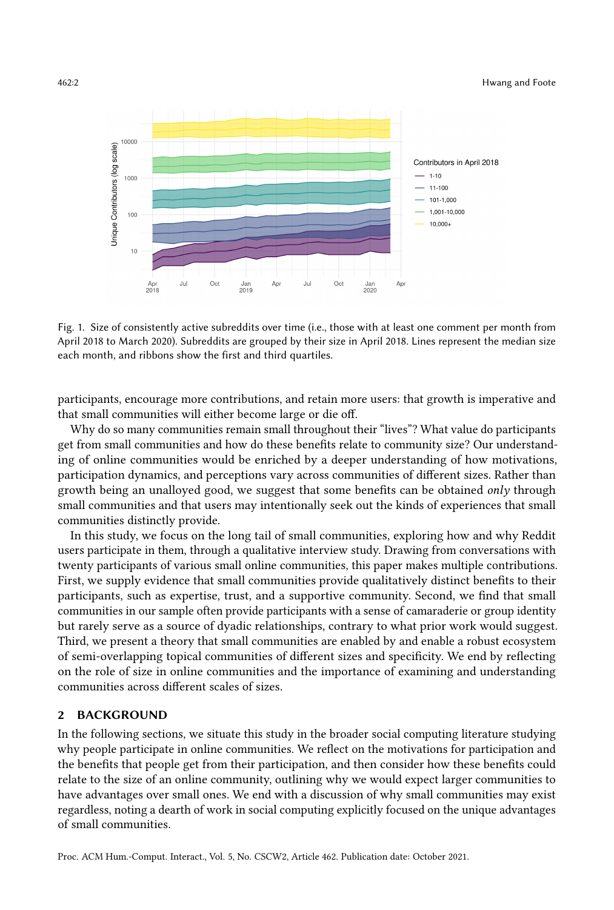Fig. 1. Size of consistently active subreddits over time (i.e., those with at least one comment per month from April 2018 to March 2020). Subreddits are grouped by their size in April 2018. Lines represent the median size each month, and ribbons show the first and third quartiles.

participants, encourage more contributions, and retain more users: that growth is imperative and that small communities will either become large or die off.

Why do so many communities remain small throughout their "lives"? What value do participants get from small communities and how do these benefits relate to community size? Our understanding of online communities would be enriched by a deeper understanding of how motivations, participation dynamics, and perceptions vary across communities of different sizes. Rather than growth being an unalloyed good, we suggest that some benefits can be obtained *only* through small communities and that users may intentionally seek out the kinds of experiences that small communities distinctly provide.

In this study, we focus on the long tail of small communities, exploring how and why Reddit users participate in them, through a qualitative interview study. Drawing from conversations with twenty participants of various small online communities, this paper makes multiple contributions. First, we supply evidence that small communities provide qualitatively distinct benefits to their participants, such as expertise, trust, and a supportive community. Second, we find that small communities in our sample often provide participants with a sense of camaraderie or group identity but rarely serve as a source of dyadic relationships, contrary to what prior work would suggest. Third, we present a theory that small communities are enabled by and enable a robust ecosystem of semi-overlapping topical communities of different sizes and specificity. We end by reflecting on the role of size in online communities and the importance of examining and understanding communities across different scales of sizes.

## 2 BACKGROUND

In the following sections, we situate this study in the broader social computing literature studying why people participate in online communities. We reflect on the motivations for participation and the benefits that people get from their participation, and then consider how these benefits could relate to the size of an online community, outlining why we would expect larger communities to have advantages over small ones. We end with a discussion of why small communities may exist regardless, noting a dearth of work in social computing explicitly focused on the unique advantages of small communities.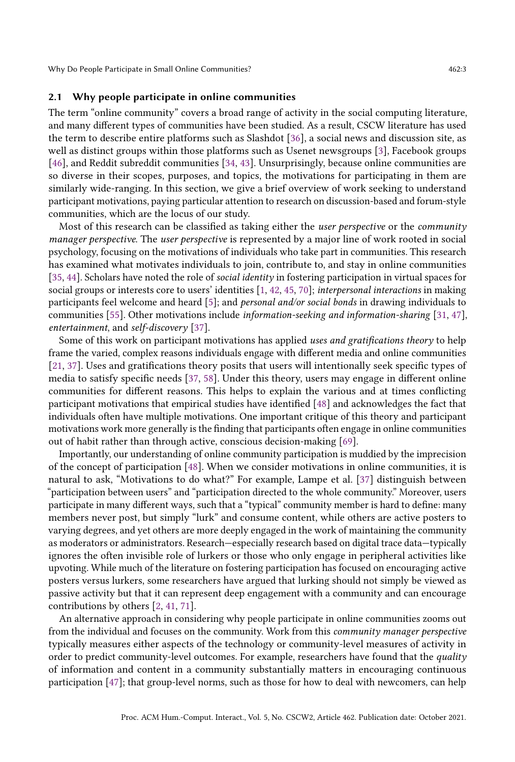### 2.1 Why people participate in online communities

The term "online community" covers a broad range of activity in the social computing literature, and many different types of communities have been studied. As a result, CSCW literature has used the term to describe entire platforms such as Slashdot [36], a social news and discussion site, as well as distinct groups within those platforms such as Usenet newsgroups [3], Facebook groups [46], and Reddit subreddit communities [34, 43]. Unsurprisingly, because online communities are so diverse in their scopes, purposes, and topics, the motivations for participating in them are similarly wide-ranging. In this section, we give a brief overview of work seeking to understand participant motivations, paying particular attention to research on discussion-based and forum-style communities, which are the locus of our study.

Most of this research can be classified as taking either the *user perspective* or the *community manager perspective*. The *user perspective* is represented by a major line of work rooted in social psychology, focusing on the motivations of individuals who take part in communities. This research has examined what motivates individuals to join, contribute to, and stay in online communities [35, 44]. Scholars have noted the role of *social identity* in fostering participation in virtual spaces for social groups or interests core to users' identities [1, 42, 45, 70]; *interpersonal interactions* in making participants feel welcome and heard [5]; and *personal and/or social bonds* in drawing individuals to communities [55]. Other motivations include *information-seeking and information-sharing* [31, 47], *entertainment*, and *self-discovery* [37].

Some of this work on participant motivations has applied *uses and gratifications theory* to help frame the varied, complex reasons individuals engage with different media and online communities [21, 37]. Uses and gratifications theory posits that users will intentionally seek specific types of media to satisfy specific needs [37, 58]. Under this theory, users may engage in different online communities for different reasons. This helps to explain the various and at times conflicting participant motivations that empirical studies have identified [48] and acknowledges the fact that individuals often have multiple motivations. One important critique of this theory and participant motivations work more generally is the finding that participants often engage in online communities out of habit rather than through active, conscious decision-making [69].

Importantly, our understanding of online community participation is muddied by the imprecision of the concept of participation [48]. When we consider motivations in online communities, it is natural to ask, "Motivations to do what?" For example, Lampe et al. [37] distinguish between "participation between users" and "participation directed to the whole community." Moreover, users participate in many different ways, such that a "typical" community member is hard to define: many members never post, but simply "lurk" and consume content, while others are active posters to varying degrees, and yet others are more deeply engaged in the work of maintaining the community as moderators or administrators. Research—especially research based on digital trace data—typically ignores the often invisible role of lurkers or those who only engage in peripheral activities like upvoting. While much of the literature on fostering participation has focused on encouraging active posters versus lurkers, some researchers have argued that lurking should not simply be viewed as passive activity but that it can represent deep engagement with a community and can encourage contributions by others [2, 41, 71].

An alternative approach in considering why people participate in online communities zooms out from the individual and focuses on the community. Work from this *community manager perspective* typically measures either aspects of the technology or community-level measures of activity in order to predict community-level outcomes. For example, researchers have found that the *quality* of information and content in a community substantially matters in encouraging continuous participation [47]; that group-level norms, such as those for how to deal with newcomers, can help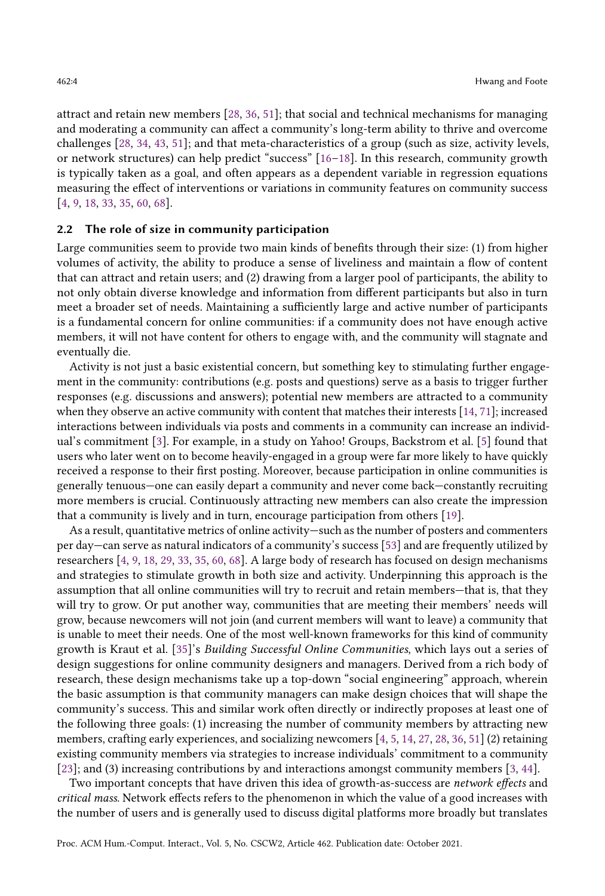attract and retain new members [28, 36, 51]; that social and technical mechanisms for managing and moderating a community can affect a community's long-term ability to thrive and overcome challenges [28, 34, 43, 51]; and that meta-characteristics of a group (such as size, activity levels, or network structures) can help predict "success" [16–18]. In this research, community growth is typically taken as a goal, and often appears as a dependent variable in regression equations measuring the effect of interventions or variations in community features on community success [4, 9, 18, 33, 35, 60, 68].

## 2.2 The role of size in community participation

Large communities seem to provide two main kinds of benefits through their size: (1) from higher volumes of activity, the ability to produce a sense of liveliness and maintain a flow of content that can attract and retain users; and (2) drawing from a larger pool of participants, the ability to not only obtain diverse knowledge and information from different participants but also in turn meet a broader set of needs. Maintaining a sufficiently large and active number of participants is a fundamental concern for online communities: if a community does not have enough active members, it will not have content for others to engage with, and the community will stagnate and eventually die.

Activity is not just a basic existential concern, but something key to stimulating further engagement in the community: contributions (e.g. posts and questions) serve as a basis to trigger further responses (e.g. discussions and answers); potential new members are attracted to a community when they observe an active community with content that matches their interests [14, 71]; increased interactions between individuals via posts and comments in a community can increase an individual's commitment [3]. For example, in a study on Yahoo! Groups, Backstrom et al. [5] found that users who later went on to become heavily-engaged in a group were far more likely to have quickly received a response to their first posting. Moreover, because participation in online communities is generally tenuous—one can easily depart a community and never come back—constantly recruiting more members is crucial. Continuously attracting new members can also create the impression that a community is lively and in turn, encourage participation from others [19].

As a result, quantitative metrics of online activity—such as the number of posters and commenters per day—can serve as natural indicators of a community's success [53] and are frequently utilized by researchers [4, 9, 18, 29, 33, 35, 60, 68]. A large body of research has focused on design mechanisms and strategies to stimulate growth in both size and activity. Underpinning this approach is the assumption that all online communities will try to recruit and retain members—that is, that they will try to grow. Or put another way, communities that are meeting their members' needs will grow, because newcomers will not join (and current members will want to leave) a community that is unable to meet their needs. One of the most well-known frameworks for this kind of community growth is Kraut et al. [35]'s *Building Successful Online Communities*, which lays out a series of design suggestions for online community designers and managers. Derived from a rich body of research, these design mechanisms take up a top-down "social engineering" approach, wherein the basic assumption is that community managers can make design choices that will shape the community's success. This and similar work often directly or indirectly proposes at least one of the following three goals: (1) increasing the number of community members by attracting new members, crafting early experiences, and socializing newcomers [4, 5, 14, 27, 28, 36, 51] (2) retaining existing community members via strategies to increase individuals' commitment to a community [23]; and (3) increasing contributions by and interactions amongst community members [3, 44].

Two important concepts that have driven this idea of growth-as-success are *network effects* and *critical mass*. Network effects refers to the phenomenon in which the value of a good increases with the number of users and is generally used to discuss digital platforms more broadly but translates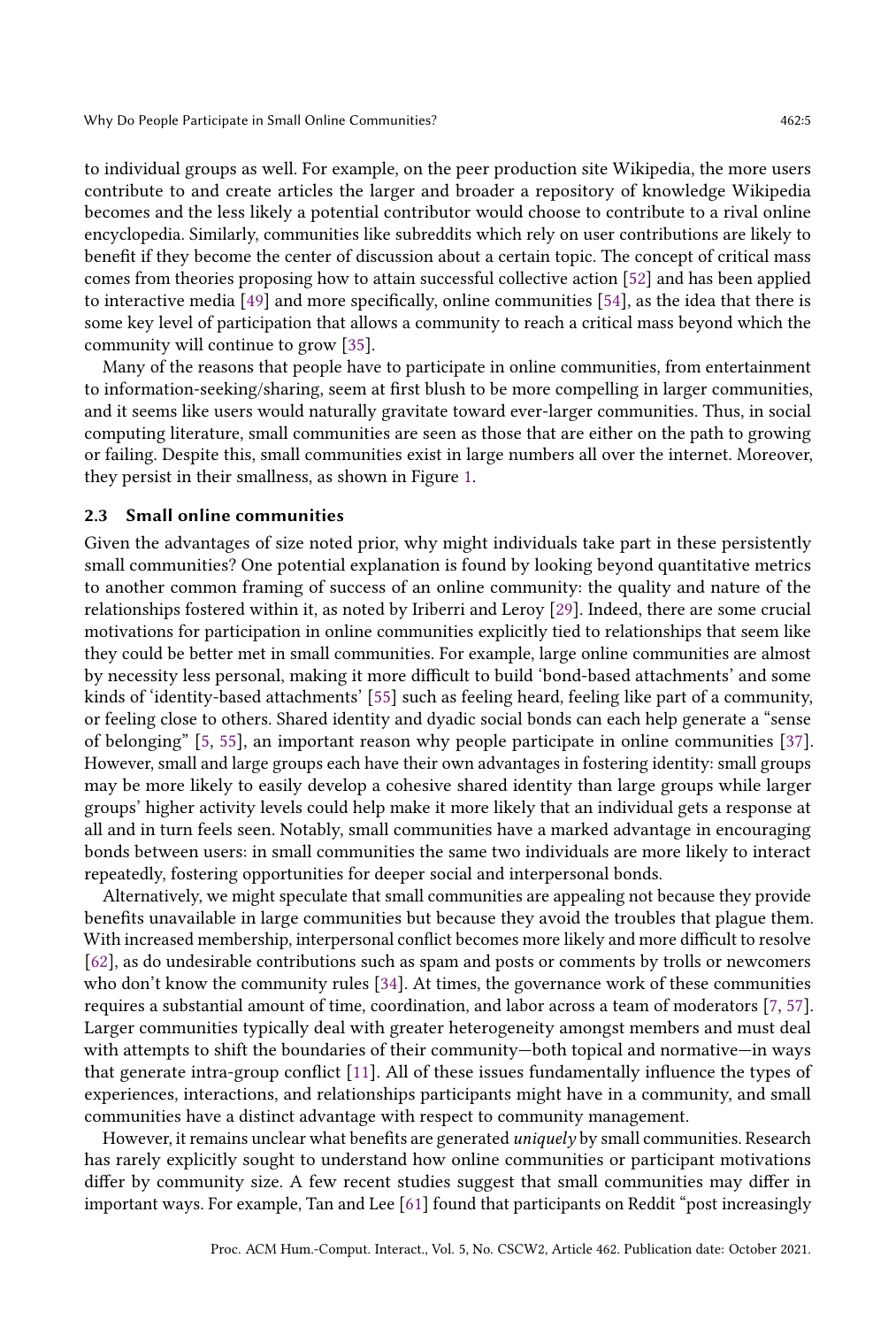to individual groups as well. For example, on the peer production site Wikipedia, the more users contribute to and create articles the larger and broader a repository of knowledge Wikipedia becomes and the less likely a potential contributor would choose to contribute to a rival online encyclopedia. Similarly, communities like subreddits which rely on user contributions are likely to benefit if they become the center of discussion about a certain topic. The concept of critical mass comes from theories proposing how to attain successful collective action [52] and has been applied to interactive media [49] and more specifically, online communities [54], as the idea that there is some key level of participation that allows a community to reach a critical mass beyond which the community will continue to grow [35].

Many of the reasons that people have to participate in online communities, from entertainment to information-seeking/sharing, seem at first blush to be more compelling in larger communities, and it seems like users would naturally gravitate toward ever-larger communities. Thus, in social computing literature, small communities are seen as those that are either on the path to growing or failing. Despite this, small communities exist in large numbers all over the internet. Moreover, they persist in their smallness, as shown in Figure 1.

### 2.3 Small online communities

Given the advantages of size noted prior, why might individuals take part in these persistently small communities? One potential explanation is found by looking beyond quantitative metrics to another common framing of success of an online community: the quality and nature of the relationships fostered within it, as noted by Iriberri and Leroy [29]. Indeed, there are some crucial motivations for participation in online communities explicitly tied to relationships that seem like they could be better met in small communities. For example, large online communities are almost by necessity less personal, making it more difficult to build 'bond-based attachments' and some kinds of 'identity-based attachments' [55] such as feeling heard, feeling like part of a community, or feeling close to others. Shared identity and dyadic social bonds can each help generate a "sense of belonging" [5, 55], an important reason why people participate in online communities [37]. However, small and large groups each have their own advantages in fostering identity: small groups may be more likely to easily develop a cohesive shared identity than large groups while larger groups' higher activity levels could help make it more likely that an individual gets a response at all and in turn feels seen. Notably, small communities have a marked advantage in encouraging bonds between users: in small communities the same two individuals are more likely to interact repeatedly, fostering opportunities for deeper social and interpersonal bonds.

Alternatively, we might speculate that small communities are appealing not because they provide benefits unavailable in large communities but because they avoid the troubles that plague them. With increased membership, interpersonal conflict becomes more likely and more difficult to resolve [62], as do undesirable contributions such as spam and posts or comments by trolls or newcomers who don't know the community rules [34]. At times, the governance work of these communities requires a substantial amount of time, coordination, and labor across a team of moderators [7, 57]. Larger communities typically deal with greater heterogeneity amongst members and must deal with attempts to shift the boundaries of their community—both topical and normative—in ways that generate intra-group conflict [11]. All of these issues fundamentally influence the types of experiences, interactions, and relationships participants might have in a community, and small communities have a distinct advantage with respect to community management.

However, it remains unclear what benefits are generated *uniquely* by small communities. Research has rarely explicitly sought to understand how online communities or participant motivations differ by community size. A few recent studies suggest that small communities may differ in important ways. For example, Tan and Lee [61] found that participants on Reddit "post increasingly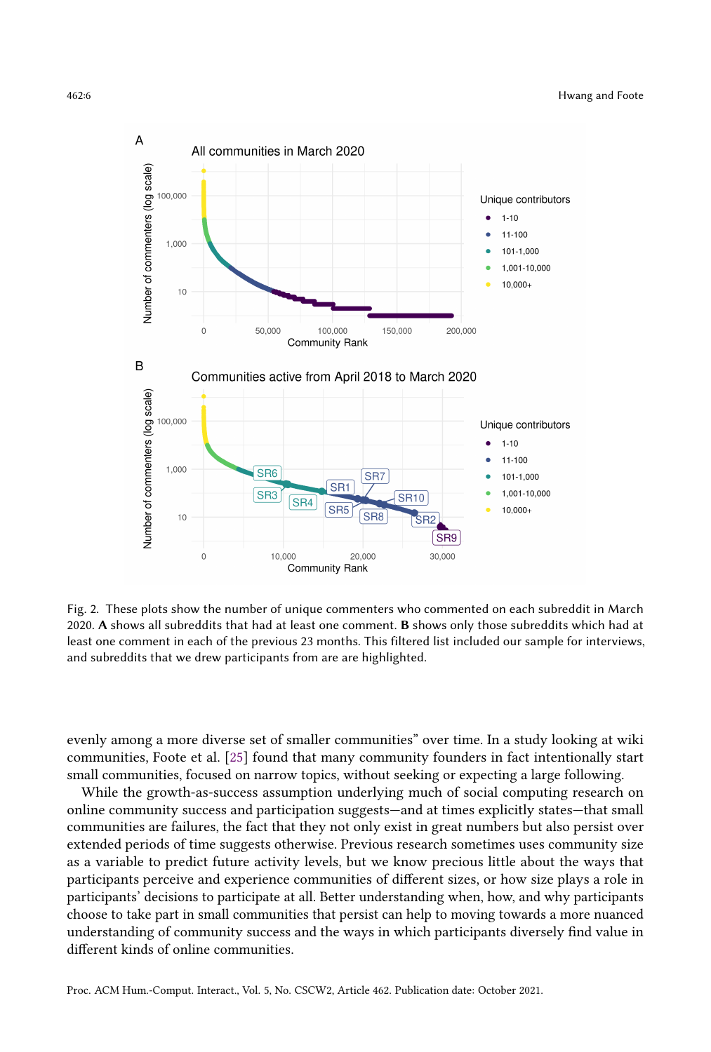Fig. 2. These plots show the number of unique commenters who commented on each subreddit in March 2020. **A** shows all subreddits that had at least one comment. **B** shows only those subreddits which had at least one comment in each of the previous 23 months. This filtered list included our sample for interviews, and subreddits that we drew participants from are are highlighted.

evenly among a more diverse set of smaller communities" over time. In a study looking at wiki communities, Foote et al. [25] found that many community founders in fact intentionally start small communities, focused on narrow topics, without seeking or expecting a large following.

While the growth-as-success assumption underlying much of social computing research on online community success and participation suggests—and at times explicitly states—that small communities are failures, the fact that they not only exist in great numbers but also persist over extended periods of time suggests otherwise. Previous research sometimes uses community size as a variable to predict future activity levels, but we know precious little about the ways that participants perceive and experience communities of different sizes, or how size plays a role in participants' decisions to participate at all. Better understanding when, how, and why participants choose to take part in small communities that persist can help to moving towards a more nuanced understanding of community success and the ways in which participants diversely find value in different kinds of online communities.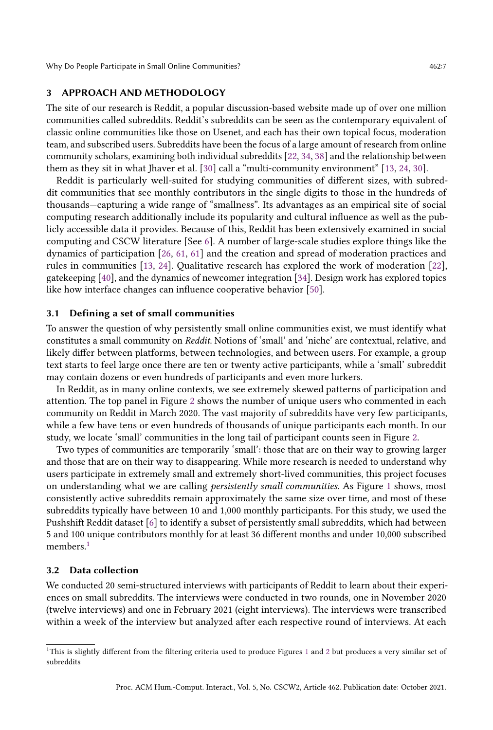## 3 APPROACH AND METHODOLOGY

The site of our research is Reddit, a popular discussion-based website made up of over one million communities called subreddits. Reddit's subreddits can be seen as the contemporary equivalent of classic online communities like those on Usenet, and each has their own topical focus, moderation team, and subscribed users. Subreddits have been the focus of a large amount of research from online community scholars, examining both individual subreddits [22, 34, 38] and the relationship between them as they sit in what Jhaver et al. [30] call a "multi-community environment" [13, 24, 30].

Reddit is particularly well-suited for studying communities of different sizes, with subreddit communities that see monthly contributors in the single digits to those in the hundreds of thousands—capturing a wide range of "smallness". Its advantages as an empirical site of social computing research additionally include its popularity and cultural influence as well as the publicly accessible data it provides. Because of this, Reddit has been extensively examined in social computing and CSCW literature [See 6]. A number of large-scale studies explore things like the dynamics of participation [26, 61, 61] and the creation and spread of moderation practices and rules in communities [13, 24]. Qualitative research has explored the work of moderation [22], gatekeeping [40], and the dynamics of newcomer integration [34]. Design work has explored topics like how interface changes can influence cooperative behavior [50].

### 3.1 Defining a set of small communities

To answer the question of why persistently small online communities exist, we must identify what constitutes a small community on *Reddit*. Notions of 'small' and 'niche' are contextual, relative, and likely differ between platforms, between technologies, and between users. For example, a group text starts to feel large once there are ten or twenty active participants, while a 'small' subreddit may contain dozens or even hundreds of participants and even more lurkers.

In Reddit, as in many online contexts, we see extremely skewed patterns of participation and attention. The top panel in Figure 2 shows the number of unique users who commented in each community on Reddit in March 2020. The vast majority of subreddits have very few participants, while a few have tens or even hundreds of thousands of unique participants each month. In our study, we locate 'small' communities in the long tail of participant counts seen in Figure 2.

Two types of communities are temporarily 'small': those that are on their way to growing larger and those that are on their way to disappearing. While more research is needed to understand why users participate in extremely small and extremely short-lived communities, this project focuses on understanding what we are calling *persistently small communities*. As Figure 1 shows, most consistently active subreddits remain approximately the same size over time, and most of these subreddits typically have between 10 and 1,000 monthly participants. For this study, we used the Pushshift Reddit dataset [6] to identify a subset of persistently small subreddits, which had between 5 and 100 unique contributors monthly for at least 36 different months and under 10,000 subscribed members.[1]

### 3.2 Data collection

We conducted 20 semi-structured interviews with participants of Reddit to learn about their experiences on small subreddits. The interviews were conducted in two rounds, one in November 2020 (twelve interviews) and one in February 2021 (eight interviews). The interviews were transcribed within a week of the interview but analyzed after each respective round of interviews. At each

---

[1] This is slightly different from the filtering criteria used to produce Figures 1 and 2 but produces a very similar set of subreddits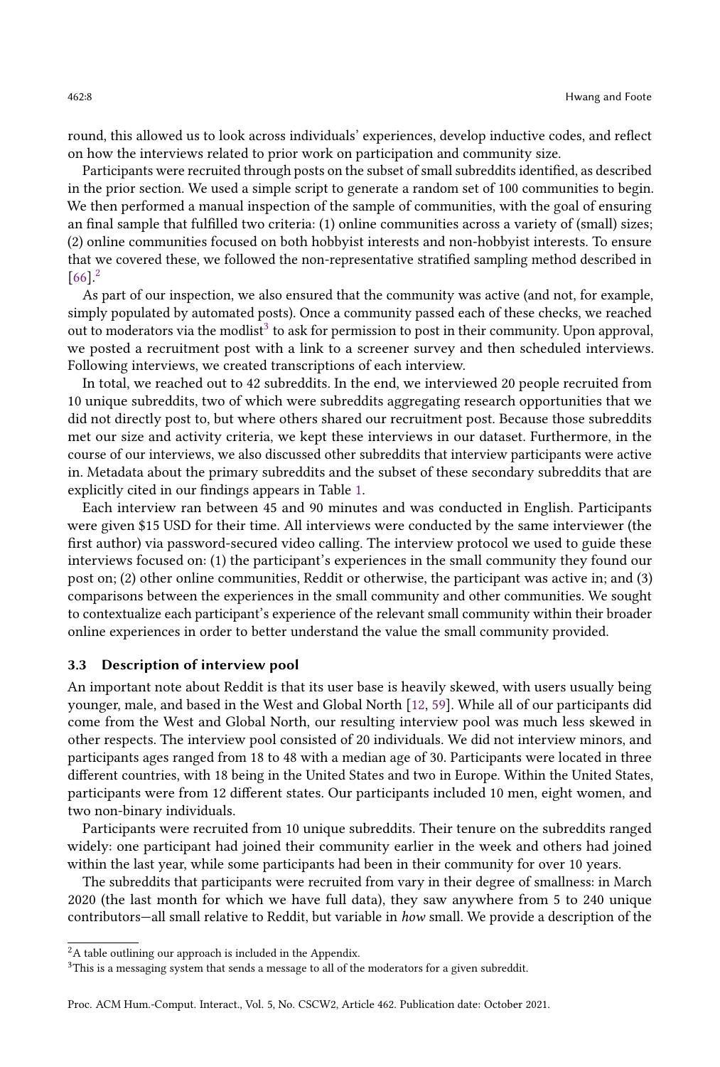round, this allowed us to look across individuals' experiences, develop inductive codes, and reflect on how the interviews related to prior work on participation and community size.

Participants were recruited through posts on the subset of small subreddits identified, as described in the prior section. We used a simple script to generate a random set of 100 communities to begin. We then performed a manual inspection of the sample of communities, with the goal of ensuring an final sample that fulfilled two criteria: (1) online communities across a variety of (small) sizes; (2) online communities focused on both hobbyist interests and non-hobbyist interests. To ensure that we covered these, we followed the non-representative stratified sampling method described in [66].[2]

As part of our inspection, we also ensured that the community was active (and not, for example, simply populated by automated posts). Once a community passed each of these checks, we reached out to moderators via the modlist[3] to ask for permission to post in their community. Upon approval, we posted a recruitment post with a link to a screener survey and then scheduled interviews. Following interviews, we created transcriptions of each interview.

In total, we reached out to 42 subreddits. In the end, we interviewed 20 people recruited from 10 unique subreddits, two of which were subreddits aggregating research opportunities that we did not directly post to, but where others shared our recruitment post. Because those subreddits met our size and activity criteria, we kept these interviews in our dataset. Furthermore, in the course of our interviews, we also discussed other subreddits that interview participants were active in. Metadata about the primary subreddits and the subset of these secondary subreddits that are explicitly cited in our findings appears in Table 1.

Each interview ran between 45 and 90 minutes and was conducted in English. Participants were given $15 USD for their time. All interviews were conducted by the same interviewer (the first author) via password-secured video calling. The interview protocol we used to guide these interviews focused on: (1) the participant's experiences in the small community they found our post on; (2) other online communities, Reddit or otherwise, the participant was active in; and (3) comparisons between the experiences in the small community and other communities. We sought to contextualize each participant's experience of the relevant small community within their broader online experiences in order to better understand the value the small community provided.

### 3.3 Description of interview pool

An important note about Reddit is that its user base is heavily skewed, with users usually being younger, male, and based in the West and Global North [12, 59]. While all of our participants did come from the West and Global North, our resulting interview pool was much less skewed in other respects. The interview pool consisted of 20 individuals. We did not interview minors, and participants ages ranged from 18 to 48 with a median age of 30. Participants were located in three different countries, with 18 being in the United States and two in Europe. Within the United States, participants were from 12 different states. Our participants included 10 men, eight women, and two non-binary individuals.

Participants were recruited from 10 unique subreddits. Their tenure on the subreddits ranged widely: one participant had joined their community earlier in the week and others had joined within the last year, while some participants had been in their community for over 10 years.

The subreddits that participants were recruited from vary in their degree of smallness: in March 2020 (the last month for which we have full data), they saw anywhere from 5 to 240 unique contributors—all small relative to Reddit, but variable in *how* small. We provide a description of the

[2] A table outlining our approach is included in the Appendix.

[3] This is a messaging system that sends a message to all of the moderators for a given subreddit.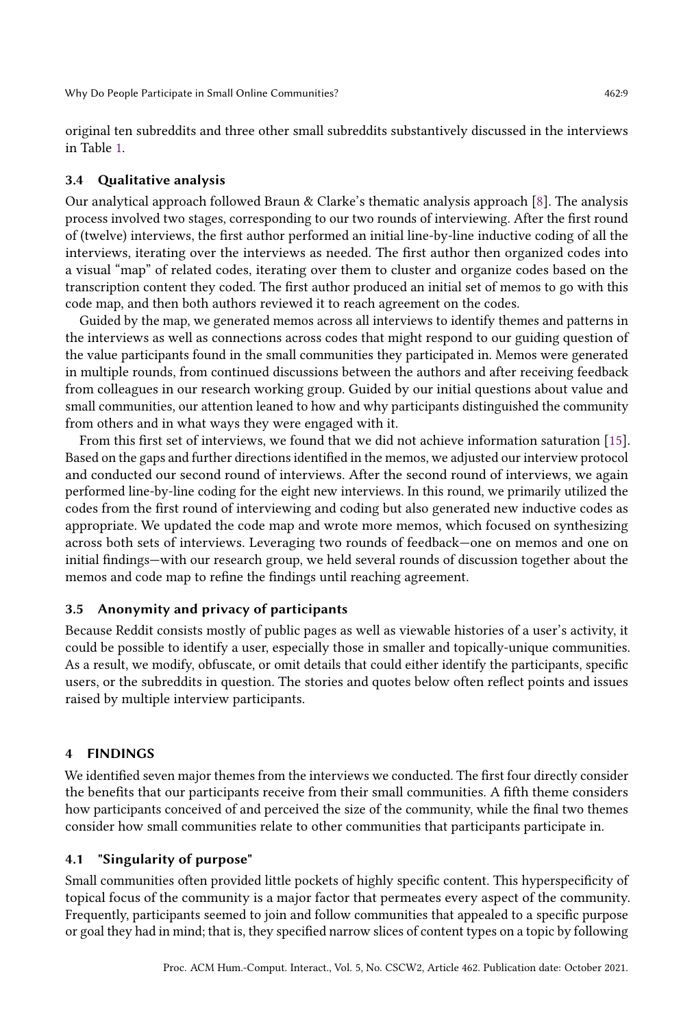original ten subreddits and three other small subreddits substantively discussed in the interviews in Table 1.

### 3.4 Qualitative analysis

Our analytical approach followed Braun & Clarke's thematic analysis approach [8]. The analysis process involved two stages, corresponding to our two rounds of interviewing. After the first round of (twelve) interviews, the first author performed an initial line-by-line inductive coding of all the interviews, iterating over the interviews as needed. The first author then organized codes into a visual "map" of related codes, iterating over them to cluster and organize codes based on the transcription content they coded. The first author produced an initial set of memos to go with this code map, and then both authors reviewed it to reach agreement on the codes.

Guided by the map, we generated memos across all interviews to identify themes and patterns in the interviews as well as connections across codes that might respond to our guiding question of the value participants found in the small communities they participated in. Memos were generated in multiple rounds, from continued discussions between the authors and after receiving feedback from colleagues in our research working group. Guided by our initial questions about value and small communities, our attention leaned to how and why participants distinguished the community from others and in what ways they were engaged with it.

From this first set of interviews, we found that we did not achieve information saturation [15]. Based on the gaps and further directions identified in the memos, we adjusted our interview protocol and conducted our second round of interviews. After the second round of interviews, we again performed line-by-line coding for the eight new interviews. In this round, we primarily utilized the codes from the first round of interviewing and coding but also generated new inductive codes as appropriate. We updated the code map and wrote more memos, which focused on synthesizing across both sets of interviews. Leveraging two rounds of feedback—one on memos and one on initial findings—with our research group, we held several rounds of discussion together about the memos and code map to refine the findings until reaching agreement.

### 3.5 Anonymity and privacy of participants

Because Reddit consists mostly of public pages as well as viewable histories of a user's activity, it could be possible to identify a user, especially those in smaller and topically-unique communities. As a result, we modify, obfuscate, or omit details that could either identify the participants, specific users, or the subreddits in question. The stories and quotes below often reflect points and issues raised by multiple interview participants.

## 4 FINDINGS

We identified seven major themes from the interviews we conducted. The first four directly consider the benefits that our participants receive from their small communities. A fifth theme considers how participants conceived of and perceived the size of the community, while the final two themes consider how small communities relate to other communities that participants participate in.

### 4.1 "Singularity of purpose"

Small communities often provided little pockets of highly specific content. This hyperspecificity of topical focus of the community is a major factor that permeates every aspect of the community. Frequently, participants seemed to join and follow communities that appealed to a specific purpose or goal they had in mind; that is, they specified narrow slices of content types on a topic by following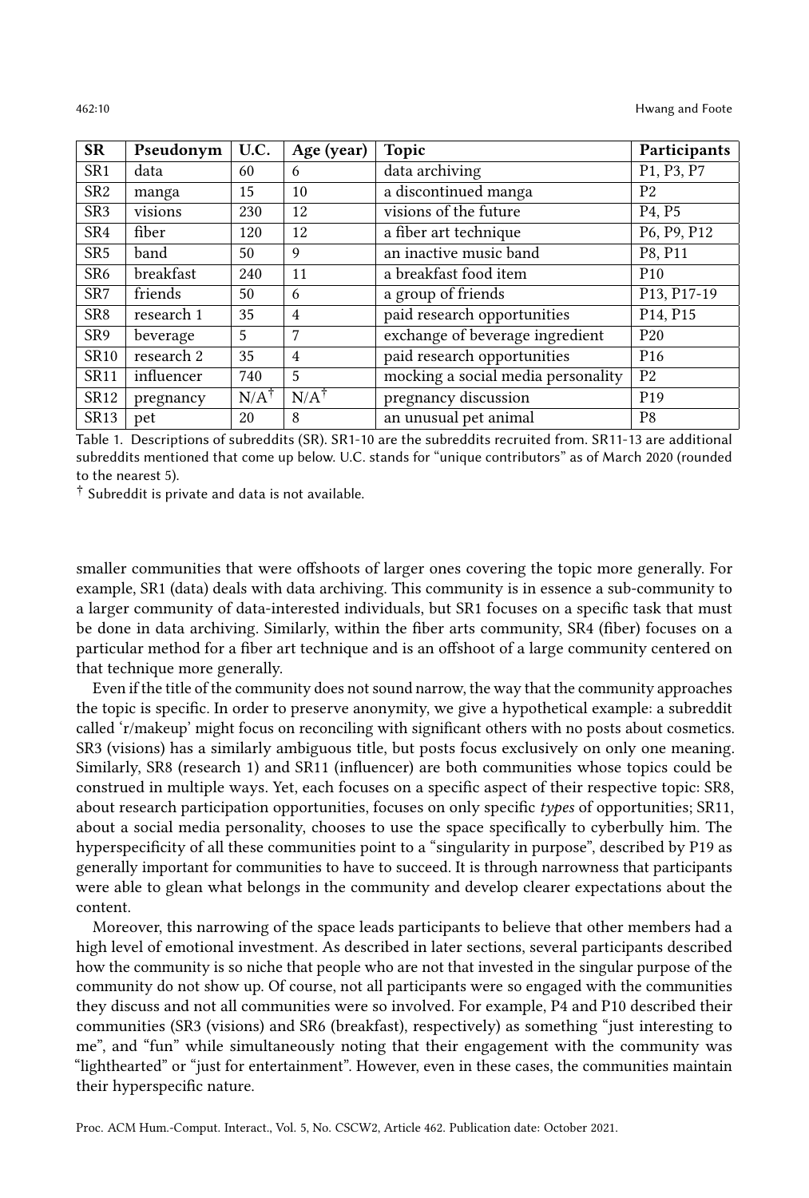| SR | Pseudonym | U.C. | Age (year) | Topic | Participants |
|---|---|---|---|---|---|
| SR1 | data | 60 | 6 | data archiving | P1, P3, P7 |
| SR2 | manga | 15 | 10 | a discontinued manga | P2 |
| SR3 | visions | 230 | 12 | visions of the future | P4, P5 |
| SR4 | fiber | 120 | 12 | a fiber art technique | P6, P9, P12 |
| SR5 | band | 50 | 9 | an inactive music band | P8, P11 |
| SR6 | breakfast | 240 | 11 | a breakfast food item | P10 |
| SR7 | friends | 50 | 6 | a group of friends | P13, P17-19 |
| SR8 | research 1 | 35 | 4 | paid research opportunities | P14, P15 |
| SR9 | beverage | 5 | 7 | exchange of beverage ingredient | P20 |
| SR10 | research 2 | 35 | 4 | paid research opportunities | P16 |
| SR11 | influencer | 740 | 5 | mocking a social media personality | P2 |
| SR12 | pregnancy | N/A† | N/A† | pregnancy discussion | P19 |
| SR13 | pet | 20 | 8 | an unusual pet animal | P8 |

Table 1. Descriptions of subreddits (SR). SR1-10 are the subreddits recruited from. SR11-13 are additional subreddits mentioned that come up below. U.C. stands for "unique contributors" as of March 2020 (rounded to the nearest 5).

† Subreddit is private and data is not available.

smaller communities that were offshoots of larger ones covering the topic more generally. For example, SR1 (data) deals with data archiving. This community is in essence a sub-community to a larger community of data-interested individuals, but SR1 focuses on a specific task that must be done in data archiving. Similarly, within the fiber arts community, SR4 (fiber) focuses on a particular method for a fiber art technique and is an offshoot of a large community centered on that technique more generally.

Even if the title of the community does not sound narrow, the way that the community approaches the topic is specific. In order to preserve anonymity, we give a hypothetical example: a subreddit called 'r/makeup' might focus on reconciling with significant others with no posts about cosmetics. SR3 (visions) has a similarly ambiguous title, but posts focus exclusively on only one meaning. Similarly, SR8 (research 1) and SR11 (influencer) are both communities whose topics could be construed in multiple ways. Yet, each focuses on a specific aspect of their respective topic: SR8, about research participation opportunities, focuses on only specific *types* of opportunities; SR11, about a social media personality, chooses to use the space specifically to cyberbully him. The hyperspecificity of all these communities point to a "singularity in purpose", described by P19 as generally important for communities to have to succeed. It is through narrowness that participants were able to glean what belongs in the community and develop clearer expectations about the content.

Moreover, this narrowing of the space leads participants to believe that other members had a high level of emotional investment. As described in later sections, several participants described how the community is so niche that people who are not that invested in the singular purpose of the community do not show up. Of course, not all participants were so engaged with the communities they discuss and not all communities were so involved. For example, P4 and P10 described their communities (SR3 (visions) and SR6 (breakfast), respectively) as something "just interesting to me", and "fun" while simultaneously noting that their engagement with the community was "lighthearted" or "just for entertainment". However, even in these cases, the communities maintain their hyperspecific nature.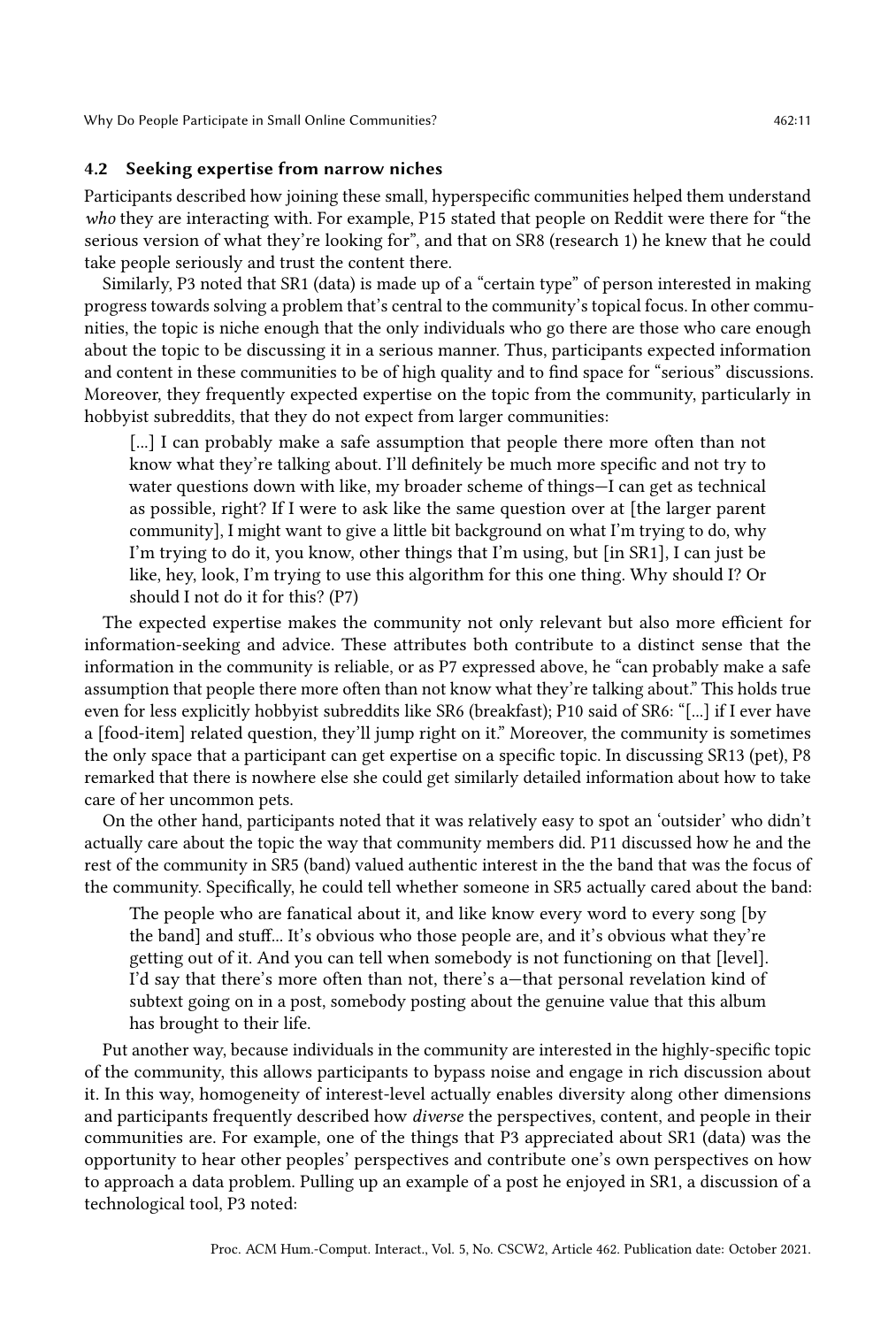### 4.2 Seeking expertise from narrow niches

Participants described how joining these small, hyperspecific communities helped them understand *who* they are interacting with. For example, P15 stated that people on Reddit were there for "the serious version of what they're looking for", and that on SR8 (research 1) he knew that he could take people seriously and trust the content there.

Similarly, P3 noted that SR1 (data) is made up of a "certain type" of person interested in making progress towards solving a problem that's central to the community's topical focus. In other communities, the topic is niche enough that the only individuals who go there are those who care enough about the topic to be discussing it in a serious manner. Thus, participants expected information and content in these communities to be of high quality and to find space for "serious" discussions. Moreover, they frequently expected expertise on the topic from the community, particularly in hobbyist subreddits, that they do not expect from larger communities:

> [...] I can probably make a safe assumption that people there more often than not know what they're talking about. I'll definitely be much more specific and not try to water questions down with like, my broader scheme of things—I can get as technical as possible, right? If I were to ask like the same question over at [the larger parent community], I might want to give a little bit background on what I'm trying to do, why I'm trying to do it, you know, other things that I'm using, but [in SR1], I can just be like, hey, look, I'm trying to use this algorithm for this one thing. Why should I? Or should I not do it for this? (P7)

The expected expertise makes the community not only relevant but also more efficient for information-seeking and advice. These attributes both contribute to a distinct sense that the information in the community is reliable, or as P7 expressed above, he "can probably make a safe assumption that people there more often than not know what they're talking about." This holds true even for less explicitly hobbyist subreddits like SR6 (breakfast); P10 said of SR6: "[...] if I ever have a [food-item] related question, they'll jump right on it." Moreover, the community is sometimes the only space that a participant can get expertise on a specific topic. In discussing SR13 (pet), P8 remarked that there is nowhere else she could get similarly detailed information about how to take care of her uncommon pets.

On the other hand, participants noted that it was relatively easy to spot an 'outsider' who didn't actually care about the topic the way that community members did. P11 discussed how he and the rest of the community in SR5 (band) valued authentic interest in the the band that was the focus of the community. Specifically, he could tell whether someone in SR5 actually cared about the band:

> The people who are fanatical about it, and like know every word to every song [by the band] and stuff... It's obvious who those people are, and it's obvious what they're getting out of it. And you can tell when somebody is not functioning on that [level]. I'd say that there's more often than not, there's a—that personal revelation kind of subtext going on in a post, somebody posting about the genuine value that this album has brought to their life.

Put another way, because individuals in the community are interested in the highly-specific topic of the community, this allows participants to bypass noise and engage in rich discussion about it. In this way, homogeneity of interest-level actually enables diversity along other dimensions and participants frequently described how *diverse* the perspectives, content, and people in their communities are. For example, one of the things that P3 appreciated about SR1 (data) was the opportunity to hear other peoples' perspectives and contribute one's own perspectives on how to approach a data problem. Pulling up an example of a post he enjoyed in SR1, a discussion of a technological tool, P3 noted: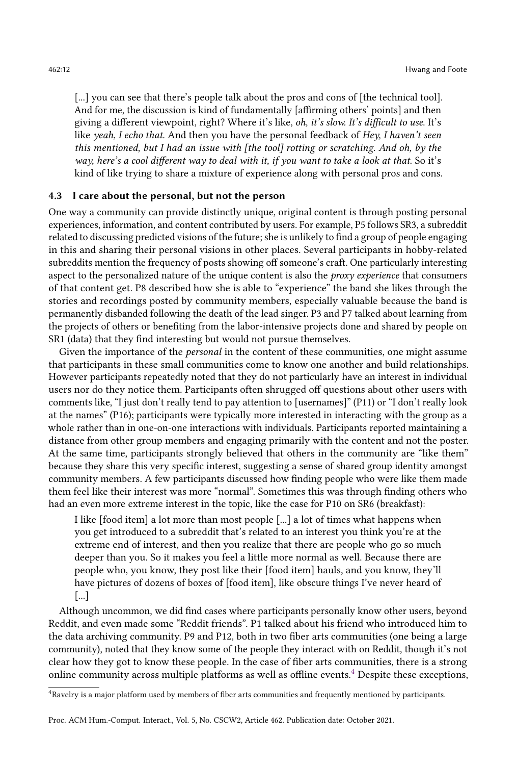> [...] you can see that there's people talk about the pros and cons of [the technical tool]. And for me, the discussion is kind of fundamentally [affirming others' points] and then giving a different viewpoint, right? Where it's like, *oh, it's slow. It's difficult to use*. It's like *yeah, I echo that.* And then you have the personal feedback of *Hey, I haven't seen this mentioned, but I had an issue with [the tool] rotting or scratching. And oh, by the way, here's a cool different way to deal with it, if you want to take a look at that.* So it's kind of like trying to share a mixture of experience along with personal pros and cons.

### 4.3 I care about the personal, but not the person

One way a community can provide distinctly unique, original content is through posting personal experiences, information, and content contributed by users. For example, P5 follows SR3, a subreddit related to discussing predicted visions of the future; she is unlikely to find a group of people engaging in this and sharing their personal visions in other places. Several participants in hobby-related subreddits mention the frequency of posts showing off someone's craft. One particularly interesting aspect to the personalized nature of the unique content is also the *proxy experience* that consumers of that content get. P8 described how she is able to "experience" the band she likes through the stories and recordings posted by community members, especially valuable because the band is permanently disbanded following the death of the lead singer. P3 and P7 talked about learning from the projects of others or benefiting from the labor-intensive projects done and shared by people on SR1 (data) that they find interesting but would not pursue themselves.

Given the importance of the *personal* in the content of these communities, one might assume that participants in these small communities come to know one another and build relationships. However participants repeatedly noted that they do not particularly have an interest in individual users nor do they notice them. Participants often shrugged off questions about other users with comments like, "I just don't really tend to pay attention to [usernames]" (P11) or "I don't really look at the names" (P16); participants were typically more interested in interacting with the group as a whole rather than in one-on-one interactions with individuals. Participants reported maintaining a distance from other group members and engaging primarily with the content and not the poster. At the same time, participants strongly believed that others in the community are "like them" because they share this very specific interest, suggesting a sense of shared group identity amongst community members. A few participants discussed how finding people who were like them made them feel like their interest was more "normal". Sometimes this was through finding others who had an even more extreme interest in the topic, like the case for P10 on SR6 (breakfast):

> I like [food item] a lot more than most people [...] a lot of times what happens when you get introduced to a subreddit that's related to an interest you think you're at the extreme end of interest, and then you realize that there are people who go so much deeper than you. So it makes you feel a little more normal as well. Because there are people who, you know, they post like their [food item] hauls, and you know, they'll have pictures of dozens of boxes of [food item], like obscure things I've never heard of [...]

Although uncommon, we did find cases where participants personally know other users, beyond Reddit, and even made some "Reddit friends". P1 talked about his friend who introduced him to the data archiving community. P9 and P12, both in two fiber arts communities (one being a large community), noted that they know some of the people they interact with on Reddit, though it's not clear how they got to know these people. In the case of fiber arts communities, there is a strong online community across multiple platforms as well as offline events.[4] Despite these exceptions,

[4]Ravelry is a major platform used by members of fiber arts communities and frequently mentioned by participants.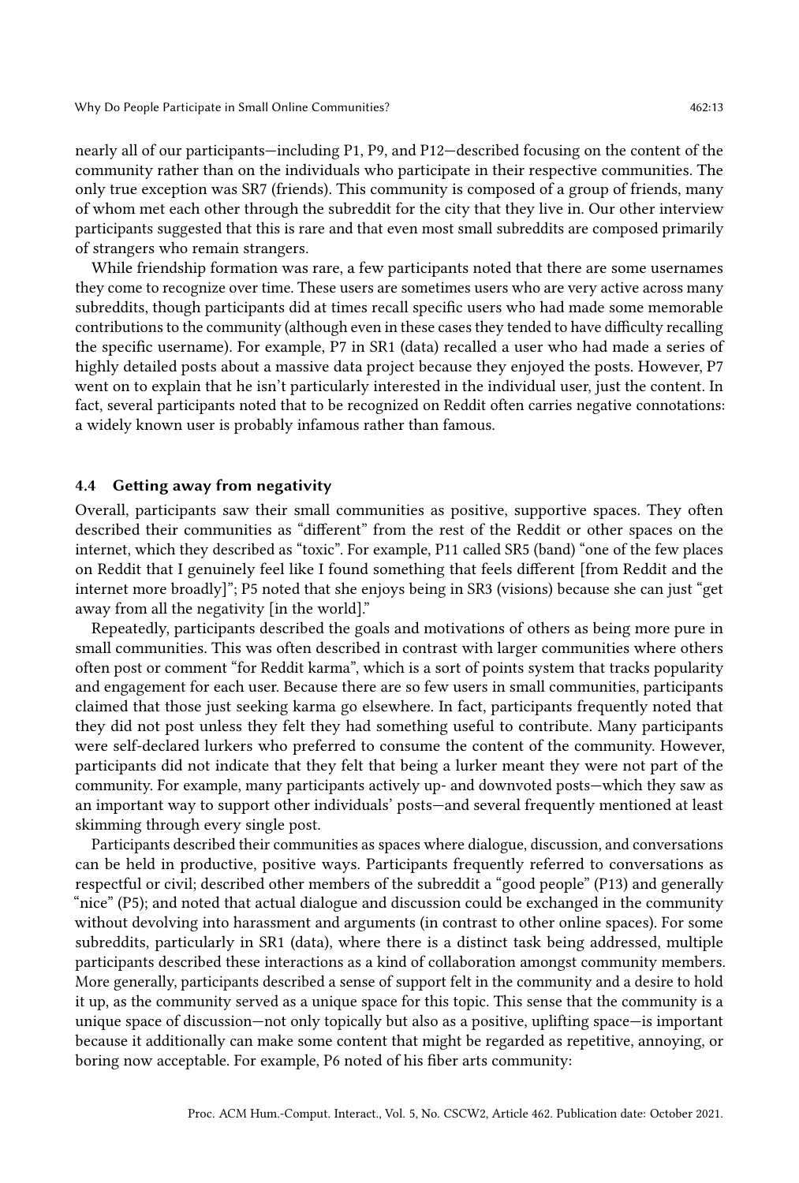nearly all of our participants—including P1, P9, and P12—described focusing on the content of the community rather than on the individuals who participate in their respective communities. The only true exception was SR7 (friends). This community is composed of a group of friends, many of whom met each other through the subreddit for the city that they live in. Our other interview participants suggested that this is rare and that even most small subreddits are composed primarily of strangers who remain strangers.

While friendship formation was rare, a few participants noted that there are some usernames they come to recognize over time. These users are sometimes users who are very active across many subreddits, though participants did at times recall specific users who had made some memorable contributions to the community (although even in these cases they tended to have difficulty recalling the specific username). For example, P7 in SR1 (data) recalled a user who had made a series of highly detailed posts about a massive data project because they enjoyed the posts. However, P7 went on to explain that he isn't particularly interested in the individual user, just the content. In fact, several participants noted that to be recognized on Reddit often carries negative connotations: a widely known user is probably infamous rather than famous.

### 4.4 Getting away from negativity

Overall, participants saw their small communities as positive, supportive spaces. They often described their communities as "different" from the rest of the Reddit or other spaces on the internet, which they described as "toxic". For example, P11 called SR5 (band) "one of the few places on Reddit that I genuinely feel like I found something that feels different [from Reddit and the internet more broadly]"; P5 noted that she enjoys being in SR3 (visions) because she can just "get away from all the negativity [in the world]."

Repeatedly, participants described the goals and motivations of others as being more pure in small communities. This was often described in contrast with larger communities where others often post or comment "for Reddit karma", which is a sort of points system that tracks popularity and engagement for each user. Because there are so few users in small communities, participants claimed that those just seeking karma go elsewhere. In fact, participants frequently noted that they did not post unless they felt they had something useful to contribute. Many participants were self-declared lurkers who preferred to consume the content of the community. However, participants did not indicate that they felt that being a lurker meant they were not part of the community. For example, many participants actively up- and downvoted posts—which they saw as an important way to support other individuals' posts—and several frequently mentioned at least skimming through every single post.

Participants described their communities as spaces where dialogue, discussion, and conversations can be held in productive, positive ways. Participants frequently referred to conversations as respectful or civil; described other members of the subreddit a "good people" (P13) and generally "nice" (P5); and noted that actual dialogue and discussion could be exchanged in the community without devolving into harassment and arguments (in contrast to other online spaces). For some subreddits, particularly in SR1 (data), where there is a distinct task being addressed, multiple participants described these interactions as a kind of collaboration amongst community members. More generally, participants described a sense of support felt in the community and a desire to hold it up, as the community served as a unique space for this topic. This sense that the community is a unique space of discussion—not only topically but also as a positive, uplifting space—is important because it additionally can make some content that might be regarded as repetitive, annoying, or boring now acceptable. For example, P6 noted of his fiber arts community: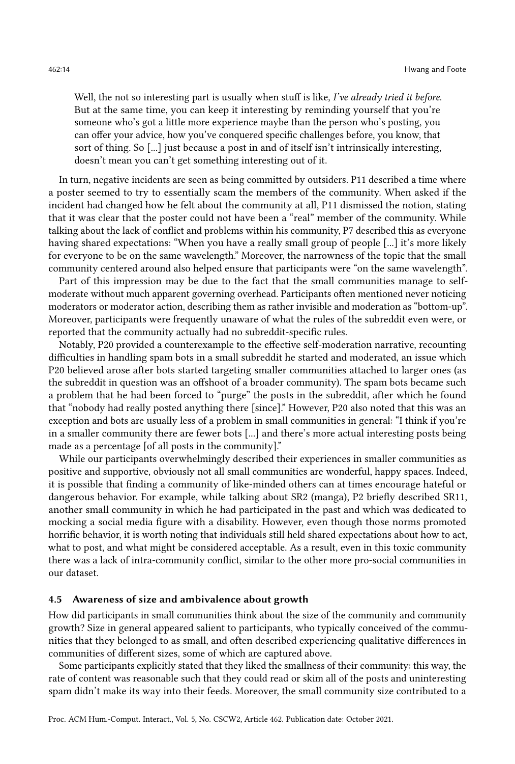> Well, the not so interesting part is usually when stuff is like, *I've already tried it before.* But at the same time, you can keep it interesting by reminding yourself that you're someone who's got a little more experience maybe than the person who's posting, you can offer your advice, how you've conquered specific challenges before, you know, that sort of thing. So [...] just because a post in and of itself isn't intrinsically interesting, doesn't mean you can't get something interesting out of it.

In turn, negative incidents are seen as being committed by outsiders. P11 described a time where a poster seemed to try to essentially scam the members of the community. When asked if the incident had changed how he felt about the community at all, P11 dismissed the notion, stating that it was clear that the poster could not have been a "real" member of the community. While talking about the lack of conflict and problems within his community, P7 described this as everyone having shared expectations: "When you have a really small group of people [...] it's more likely for everyone to be on the same wavelength." Moreover, the narrowness of the topic that the small community centered around also helped ensure that participants were "on the same wavelength".

Part of this impression may be due to the fact that the small communities manage to self-moderate without much apparent governing overhead. Participants often mentioned never noticing moderators or moderator action, describing them as rather invisible and moderation as "bottom-up". Moreover, participants were frequently unaware of what the rules of the subreddit even were, or reported that the community actually had no subreddit-specific rules.

Notably, P20 provided a counterexample to the effective self-moderation narrative, recounting difficulties in handling spam bots in a small subreddit he started and moderated, an issue which P20 believed arose after bots started targeting smaller communities attached to larger ones (as the subreddit in question was an offshoot of a broader community). The spam bots became such a problem that he had been forced to "purge" the posts in the subreddit, after which he found that "nobody had really posted anything there [since]." However, P20 also noted that this was an exception and bots are usually less of a problem in small communities in general: "I think if you're in a smaller community there are fewer bots [...] and there's more actual interesting posts being made as a percentage [of all posts in the community]."

While our participants overwhelmingly described their experiences in smaller communities as positive and supportive, obviously not all small communities are wonderful, happy spaces. Indeed, it is possible that finding a community of like-minded others can at times encourage hateful or dangerous behavior. For example, while talking about SR2 (manga), P2 briefly described SR11, another small community in which he had participated in the past and which was dedicated to mocking a social media figure with a disability. However, even though those norms promoted horrific behavior, it is worth noting that individuals still held shared expectations about how to act, what to post, and what might be considered acceptable. As a result, even in this toxic community there was a lack of intra-community conflict, similar to the other more pro-social communities in our dataset.

### 4.5 Awareness of size and ambivalence about growth

How did participants in small communities think about the size of the community and community growth? Size in general appeared salient to participants, who typically conceived of the communities that they belonged to as small, and often described experiencing qualitative differences in communities of different sizes, some of which are captured above.

Some participants explicitly stated that they liked the smallness of their community: this way, the rate of content was reasonable such that they could read or skim all of the posts and uninteresting spam didn't make its way into their feeds. Moreover, the small community size contributed to a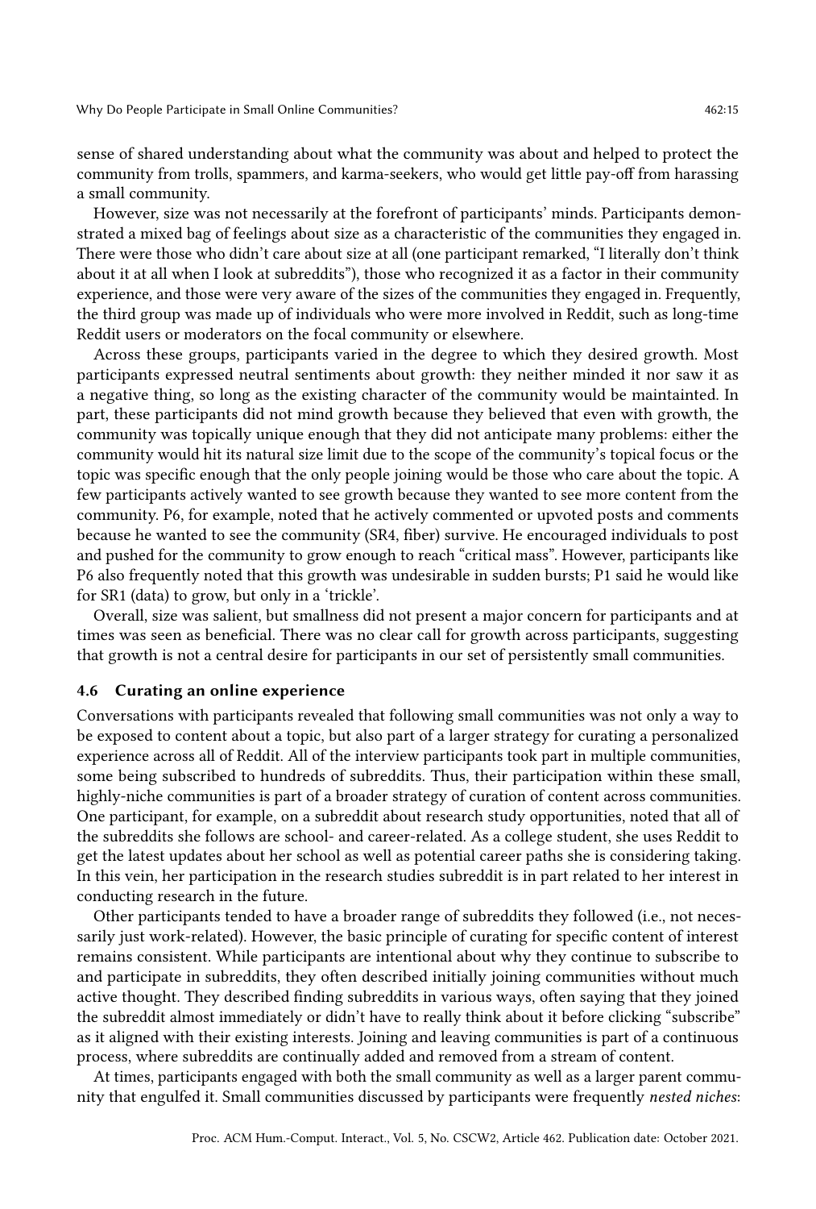sense of shared understanding about what the community was about and helped to protect the community from trolls, spammers, and karma-seekers, who would get little pay-off from harassing a small community.

However, size was not necessarily at the forefront of participants' minds. Participants demonstrated a mixed bag of feelings about size as a characteristic of the communities they engaged in. There were those who didn't care about size at all (one participant remarked, "I literally don't think about it at all when I look at subreddits"), those who recognized it as a factor in their community experience, and those were very aware of the sizes of the communities they engaged in. Frequently, the third group was made up of individuals who were more involved in Reddit, such as long-time Reddit users or moderators on the focal community or elsewhere.

Across these groups, participants varied in the degree to which they desired growth. Most participants expressed neutral sentiments about growth: they neither minded it nor saw it as a negative thing, so long as the existing character of the community would be maintainted. In part, these participants did not mind growth because they believed that even with growth, the community was topically unique enough that they did not anticipate many problems: either the community would hit its natural size limit due to the scope of the community's topical focus or the topic was specific enough that the only people joining would be those who care about the topic. A few participants actively wanted to see growth because they wanted to see more content from the community. P6, for example, noted that he actively commented or upvoted posts and comments because he wanted to see the community (SR4, fiber) survive. He encouraged individuals to post and pushed for the community to grow enough to reach "critical mass". However, participants like P6 also frequently noted that this growth was undesirable in sudden bursts; P1 said he would like for SR1 (data) to grow, but only in a 'trickle'.

Overall, size was salient, but smallness did not present a major concern for participants and at times was seen as beneficial. There was no clear call for growth across participants, suggesting that growth is not a central desire for participants in our set of persistently small communities.

### 4.6 Curating an online experience

Conversations with participants revealed that following small communities was not only a way to be exposed to content about a topic, but also part of a larger strategy for curating a personalized experience across all of Reddit. All of the interview participants took part in multiple communities, some being subscribed to hundreds of subreddits. Thus, their participation within these small, highly-niche communities is part of a broader strategy of curation of content across communities. One participant, for example, on a subreddit about research study opportunities, noted that all of the subreddits she follows are school- and career-related. As a college student, she uses Reddit to get the latest updates about her school as well as potential career paths she is considering taking. In this vein, her participation in the research studies subreddit is in part related to her interest in conducting research in the future.

Other participants tended to have a broader range of subreddits they followed (i.e., not necessarily just work-related). However, the basic principle of curating for specific content of interest remains consistent. While participants are intentional about why they continue to subscribe to and participate in subreddits, they often described initially joining communities without much active thought. They described finding subreddits in various ways, often saying that they joined the subreddit almost immediately or didn't have to really think about it before clicking "subscribe" as it aligned with their existing interests. Joining and leaving communities is part of a continuous process, where subreddits are continually added and removed from a stream of content.

At times, participants engaged with both the small community as well as a larger parent community that engulfed it. Small communities discussed by participants were frequently *nested niches*: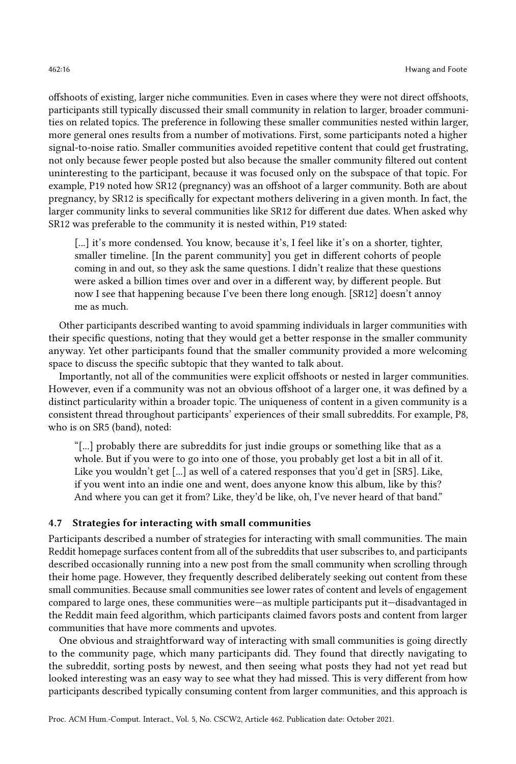offshoots of existing, larger niche communities. Even in cases where they were not direct offshoots, participants still typically discussed their small community in relation to larger, broader communities on related topics. The preference in following these smaller communities nested within larger, more general ones results from a number of motivations. First, some participants noted a higher signal-to-noise ratio. Smaller communities avoided repetitive content that could get frustrating, not only because fewer people posted but also because the smaller community filtered out content uninteresting to the participant, because it was focused only on the subspace of that topic. For example, P19 noted how SR12 (pregnancy) was an offshoot of a larger community. Both are about pregnancy, by SR12 is specifically for expectant mothers delivering in a given month. In fact, the larger community links to several communities like SR12 for different due dates. When asked why SR12 was preferable to the community it is nested within, P19 stated:

> [...] it's more condensed. You know, because it's, I feel like it's on a shorter, tighter, smaller timeline. [In the parent community] you get in different cohorts of people coming in and out, so they ask the same questions. I didn't realize that these questions were asked a billion times over and over in a different way, by different people. But now I see that happening because I've been there long enough. [SR12] doesn't annoy me as much.

Other participants described wanting to avoid spamming individuals in larger communities with their specific questions, noting that they would get a better response in the smaller community anyway. Yet other participants found that the smaller community provided a more welcoming space to discuss the specific subtopic that they wanted to talk about.

Importantly, not all of the communities were explicit offshoots or nested in larger communities. However, even if a community was not an obvious offshoot of a larger one, it was defined by a distinct particularity within a broader topic. The uniqueness of content in a given community is a consistent thread throughout participants' experiences of their small subreddits. For example, P8, who is on SR5 (band), noted:

> "[...] probably there are subreddits for just indie groups or something like that as a whole. But if you were to go into one of those, you probably get lost a bit in all of it. Like you wouldn't get [...] as well of a catered responses that you'd get in [SR5]. Like, if you went into an indie one and went, does anyone know this album, like by this? And where you can get it from? Like, they'd be like, oh, I've never heard of that band."

### 4.7 Strategies for interacting with small communities

Participants described a number of strategies for interacting with small communities. The main Reddit homepage surfaces content from all of the subreddits that user subscribes to, and participants described occasionally running into a new post from the small community when scrolling through their home page. However, they frequently described deliberately seeking out content from these small communities. Because small communities see lower rates of content and levels of engagement compared to large ones, these communities were—as multiple participants put it—disadvantaged in the Reddit main feed algorithm, which participants claimed favors posts and content from larger communities that have more comments and upvotes.

One obvious and straightforward way of interacting with small communities is going directly to the community page, which many participants did. They found that directly navigating to the subreddit, sorting posts by newest, and then seeing what posts they had not yet read but looked interesting was an easy way to see what they had missed. This is very different from how participants described typically consuming content from larger communities, and this approach is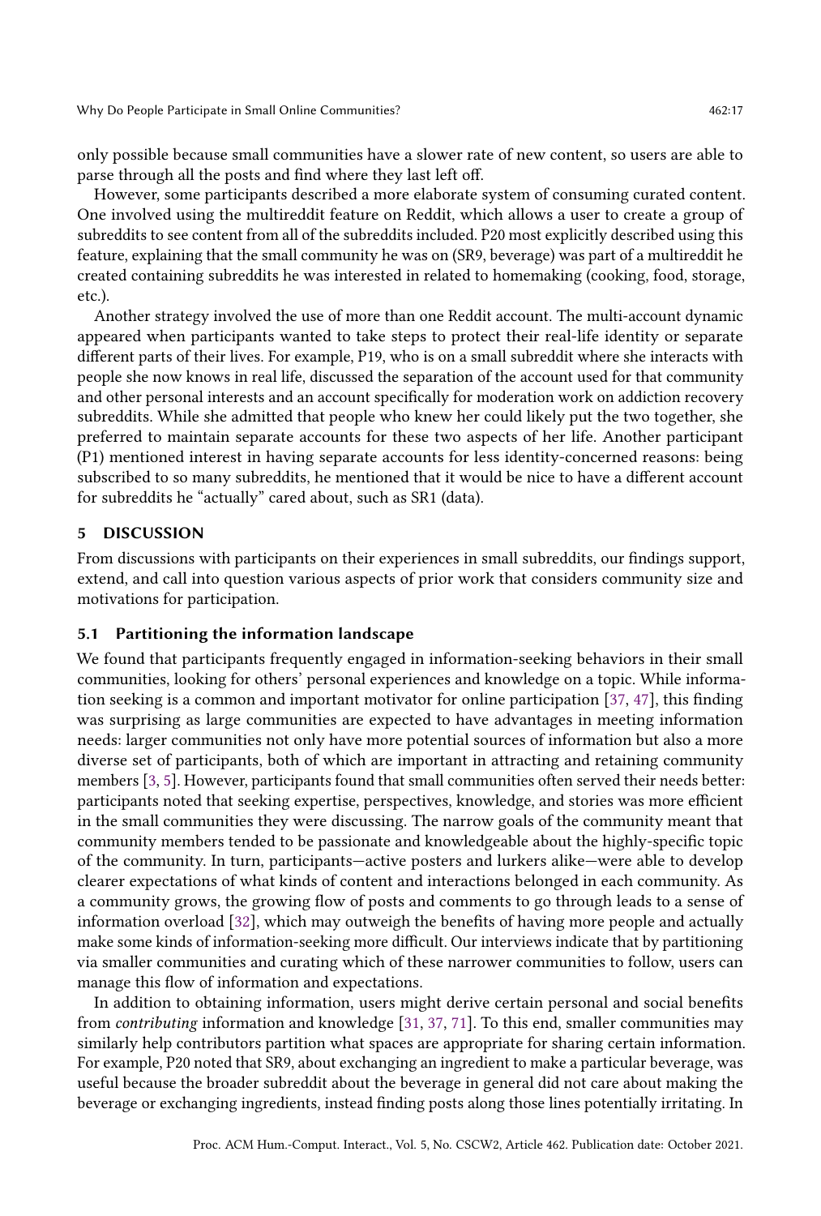only possible because small communities have a slower rate of new content, so users are able to parse through all the posts and find where they last left off.

However, some participants described a more elaborate system of consuming curated content. One involved using the multireddit feature on Reddit, which allows a user to create a group of subreddits to see content from all of the subreddits included. P20 most explicitly described using this feature, explaining that the small community he was on (SR9, beverage) was part of a multireddit he created containing subreddits he was interested in related to homemaking (cooking, food, storage, etc.).

Another strategy involved the use of more than one Reddit account. The multi-account dynamic appeared when participants wanted to take steps to protect their real-life identity or separate different parts of their lives. For example, P19, who is on a small subreddit where she interacts with people she now knows in real life, discussed the separation of the account used for that community and other personal interests and an account specifically for moderation work on addiction recovery subreddits. While she admitted that people who knew her could likely put the two together, she preferred to maintain separate accounts for these two aspects of her life. Another participant (P1) mentioned interest in having separate accounts for less identity-concerned reasons: being subscribed to so many subreddits, he mentioned that it would be nice to have a different account for subreddits he "actually" cared about, such as SR1 (data).

## 5 DISCUSSION

From discussions with participants on their experiences in small subreddits, our findings support, extend, and call into question various aspects of prior work that considers community size and motivations for participation.

### 5.1 Partitioning the information landscape

We found that participants frequently engaged in information-seeking behaviors in their small communities, looking for others' personal experiences and knowledge on a topic. While information seeking is a common and important motivator for online participation [37, 47], this finding was surprising as large communities are expected to have advantages in meeting information needs: larger communities not only have more potential sources of information but also a more diverse set of participants, both of which are important in attracting and retaining community members [3, 5]. However, participants found that small communities often served their needs better: participants noted that seeking expertise, perspectives, knowledge, and stories was more efficient in the small communities they were discussing. The narrow goals of the community meant that community members tended to be passionate and knowledgeable about the highly-specific topic of the community. In turn, participants—active posters and lurkers alike—were able to develop clearer expectations of what kinds of content and interactions belonged in each community. As a community grows, the growing flow of posts and comments to go through leads to a sense of information overload [32], which may outweigh the benefits of having more people and actually make some kinds of information-seeking more difficult. Our interviews indicate that by partitioning via smaller communities and curating which of these narrower communities to follow, users can manage this flow of information and expectations.

In addition to obtaining information, users might derive certain personal and social benefits from *contributing* information and knowledge [31, 37, 71]. To this end, smaller communities may similarly help contributors partition what spaces are appropriate for sharing certain information. For example, P20 noted that SR9, about exchanging an ingredient to make a particular beverage, was useful because the broader subreddit about the beverage in general did not care about making the beverage or exchanging ingredients, instead finding posts along those lines potentially irritating. In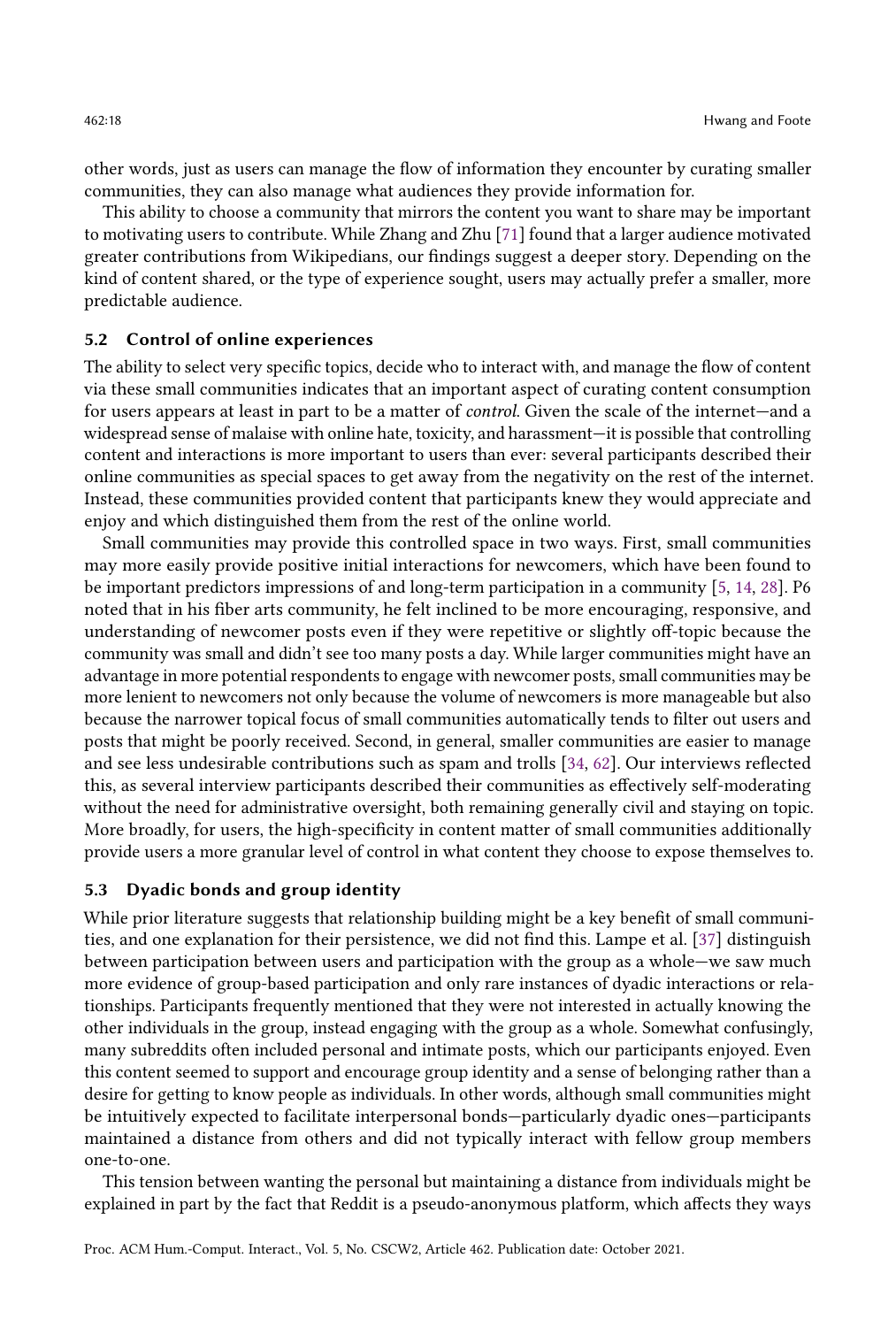other words, just as users can manage the flow of information they encounter by curating smaller communities, they can also manage what audiences they provide information for.

This ability to choose a community that mirrors the content you want to share may be important to motivating users to contribute. While Zhang and Zhu [71] found that a larger audience motivated greater contributions from Wikipedians, our findings suggest a deeper story. Depending on the kind of content shared, or the type of experience sought, users may actually prefer a smaller, more predictable audience.

### 5.2 Control of online experiences

The ability to select very specific topics, decide who to interact with, and manage the flow of content via these small communities indicates that an important aspect of curating content consumption for users appears at least in part to be a matter of *control*. Given the scale of the internet—and a widespread sense of malaise with online hate, toxicity, and harassment—it is possible that controlling content and interactions is more important to users than ever: several participants described their online communities as special spaces to get away from the negativity on the rest of the internet. Instead, these communities provided content that participants knew they would appreciate and enjoy and which distinguished them from the rest of the online world.

Small communities may provide this controlled space in two ways. First, small communities may more easily provide positive initial interactions for newcomers, which have been found to be important predictors impressions of and long-term participation in a community [5, 14, 28]. P6 noted that in his fiber arts community, he felt inclined to be more encouraging, responsive, and understanding of newcomer posts even if they were repetitive or slightly off-topic because the community was small and didn't see too many posts a day. While larger communities might have an advantage in more potential respondents to engage with newcomer posts, small communities may be more lenient to newcomers not only because the volume of newcomers is more manageable but also because the narrower topical focus of small communities automatically tends to filter out users and posts that might be poorly received. Second, in general, smaller communities are easier to manage and see less undesirable contributions such as spam and trolls [34, 62]. Our interviews reflected this, as several interview participants described their communities as effectively self-moderating without the need for administrative oversight, both remaining generally civil and staying on topic. More broadly, for users, the high-specificity in content matter of small communities additionally provide users a more granular level of control in what content they choose to expose themselves to.

### 5.3 Dyadic bonds and group identity

While prior literature suggests that relationship building might be a key benefit of small communities, and one explanation for their persistence, we did not find this. Lampe et al. [37] distinguish between participation between users and participation with the group as a whole—we saw much more evidence of group-based participation and only rare instances of dyadic interactions or relationships. Participants frequently mentioned that they were not interested in actually knowing the other individuals in the group, instead engaging with the group as a whole. Somewhat confusingly, many subreddits often included personal and intimate posts, which our participants enjoyed. Even this content seemed to support and encourage group identity and a sense of belonging rather than a desire for getting to know people as individuals. In other words, although small communities might be intuitively expected to facilitate interpersonal bonds—particularly dyadic ones—participants maintained a distance from others and did not typically interact with fellow group members one-to-one.

This tension between wanting the personal but maintaining a distance from individuals might be explained in part by the fact that Reddit is a pseudo-anonymous platform, which affects they ways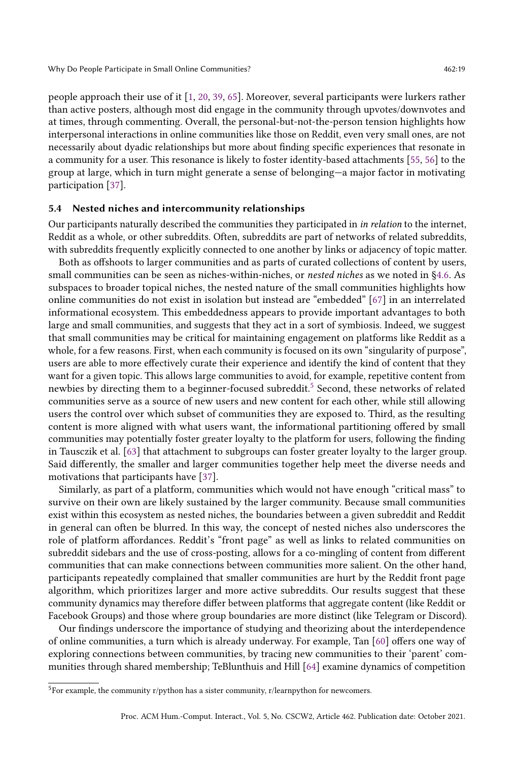people approach their use of it [1, 20, 39, 65]. Moreover, several participants were lurkers rather than active posters, although most did engage in the community through upvotes/downvotes and at times, through commenting. Overall, the personal-but-not-the-person tension highlights how interpersonal interactions in online communities like those on Reddit, even very small ones, are not necessarily about dyadic relationships but more about finding specific experiences that resonate in a community for a user. This resonance is likely to foster identity-based attachments [55, 56] to the group at large, which in turn might generate a sense of belonging—a major factor in motivating participation [37].

### 5.4 Nested niches and intercommunity relationships

Our participants naturally described the communities they participated in *in relation* to the internet, Reddit as a whole, or other subreddits. Often, subreddits are part of networks of related subreddits, with subreddits frequently explicitly connected to one another by links or adjacency of topic matter.

Both as offshoots to larger communities and as parts of curated collections of content by users, small communities can be seen as niches-within-niches, or *nested niches* as we noted in §4.6. As subspaces to broader topical niches, the nested nature of the small communities highlights how online communities do not exist in isolation but instead are "embedded" [67] in an interrelated informational ecosystem. This embeddedness appears to provide important advantages to both large and small communities, and suggests that they act in a sort of symbiosis. Indeed, we suggest that small communities may be critical for maintaining engagement on platforms like Reddit as a whole, for a few reasons. First, when each community is focused on its own "singularity of purpose", users are able to more effectively curate their experience and identify the kind of content that they want for a given topic. This allows large communities to avoid, for example, repetitive content from newbies by directing them to a beginner-focused subreddit.[5] Second, these networks of related communities serve as a source of new users and new content for each other, while still allowing users the control over which subset of communities they are exposed to. Third, as the resulting content is more aligned with what users want, the informational partitioning offered by small communities may potentially foster greater loyalty to the platform for users, following the finding in Tausczik et al. [63] that attachment to subgroups can foster greater loyalty to the larger group. Said differently, the smaller and larger communities together help meet the diverse needs and motivations that participants have [37].

Similarly, as part of a platform, communities which would not have enough "critical mass" to survive on their own are likely sustained by the larger community. Because small communities exist within this ecosystem as nested niches, the boundaries between a given subreddit and Reddit in general can often be blurred. In this way, the concept of nested niches also underscores the role of platform affordances. Reddit's "front page" as well as links to related communities on subreddit sidebars and the use of cross-posting, allows for a co-mingling of content from different communities that can make connections between communities more salient. On the other hand, participants repeatedly complained that smaller communities are hurt by the Reddit front page algorithm, which prioritizes larger and more active subreddits. Our results suggest that these community dynamics may therefore differ between platforms that aggregate content (like Reddit or Facebook Groups) and those where group boundaries are more distinct (like Telegram or Discord).

Our findings underscore the importance of studying and theorizing about the interdependence of online communities, a turn which is already underway. For example, Tan [60] offers one way of exploring connections between communities, by tracing new communities to their 'parent' communities through shared membership; TeBlunthuis and Hill [64] examine dynamics of competition

[5] For example, the community r/python has a sister community, r/learnpython for newcomers.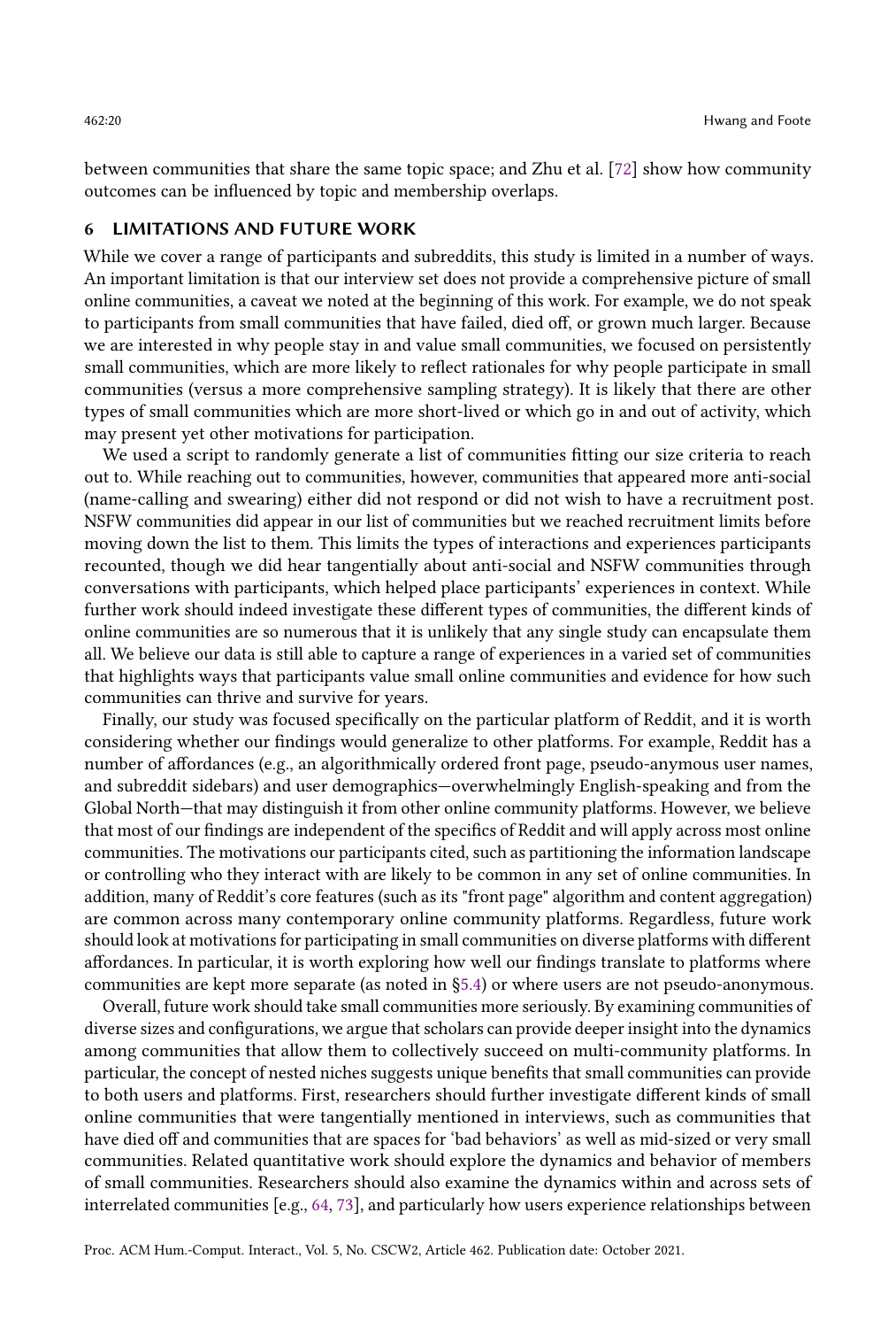between communities that share the same topic space; and Zhu et al. [72] show how community outcomes can be influenced by topic and membership overlaps.

## 6 LIMITATIONS AND FUTURE WORK

While we cover a range of participants and subreddits, this study is limited in a number of ways. An important limitation is that our interview set does not provide a comprehensive picture of small online communities, a caveat we noted at the beginning of this work. For example, we do not speak to participants from small communities that have failed, died off, or grown much larger. Because we are interested in why people stay in and value small communities, we focused on persistently small communities, which are more likely to reflect rationales for why people participate in small communities (versus a more comprehensive sampling strategy). It is likely that there are other types of small communities which are more short-lived or which go in and out of activity, which may present yet other motivations for participation.

We used a script to randomly generate a list of communities fitting our size criteria to reach out to. While reaching out to communities, however, communities that appeared more anti-social (name-calling and swearing) either did not respond or did not wish to have a recruitment post. NSFW communities did appear in our list of communities but we reached recruitment limits before moving down the list to them. This limits the types of interactions and experiences participants recounted, though we did hear tangentially about anti-social and NSFW communities through conversations with participants, which helped place participants' experiences in context. While further work should indeed investigate these different types of communities, the different kinds of online communities are so numerous that it is unlikely that any single study can encapsulate them all. We believe our data is still able to capture a range of experiences in a varied set of communities that highlights ways that participants value small online communities and evidence for how such communities can thrive and survive for years.

Finally, our study was focused specifically on the particular platform of Reddit, and it is worth considering whether our findings would generalize to other platforms. For example, Reddit has a number of affordances (e.g., an algorithmically ordered front page, pseudo-anymous user names, and subreddit sidebars) and user demographics—overwhelmingly English-speaking and from the Global North—that may distinguish it from other online community platforms. However, we believe that most of our findings are independent of the specifics of Reddit and will apply across most online communities. The motivations our participants cited, such as partitioning the information landscape or controlling who they interact with are likely to be common in any set of online communities. In addition, many of Reddit's core features (such as its "front page" algorithm and content aggregation) are common across many contemporary online community platforms. Regardless, future work should look at motivations for participating in small communities on diverse platforms with different affordances. In particular, it is worth exploring how well our findings translate to platforms where communities are kept more separate (as noted in §5.4) or where users are not pseudo-anonymous.

Overall, future work should take small communities more seriously. By examining communities of diverse sizes and configurations, we argue that scholars can provide deeper insight into the dynamics among communities that allow them to collectively succeed on multi-community platforms. In particular, the concept of nested niches suggests unique benefits that small communities can provide to both users and platforms. First, researchers should further investigate different kinds of small online communities that were tangentially mentioned in interviews, such as communities that have died off and communities that are spaces for 'bad behaviors' as well as mid-sized or very small communities. Related quantitative work should explore the dynamics and behavior of members of small communities. Researchers should also examine the dynamics within and across sets of interrelated communities [e.g., 64, 73], and particularly how users experience relationships between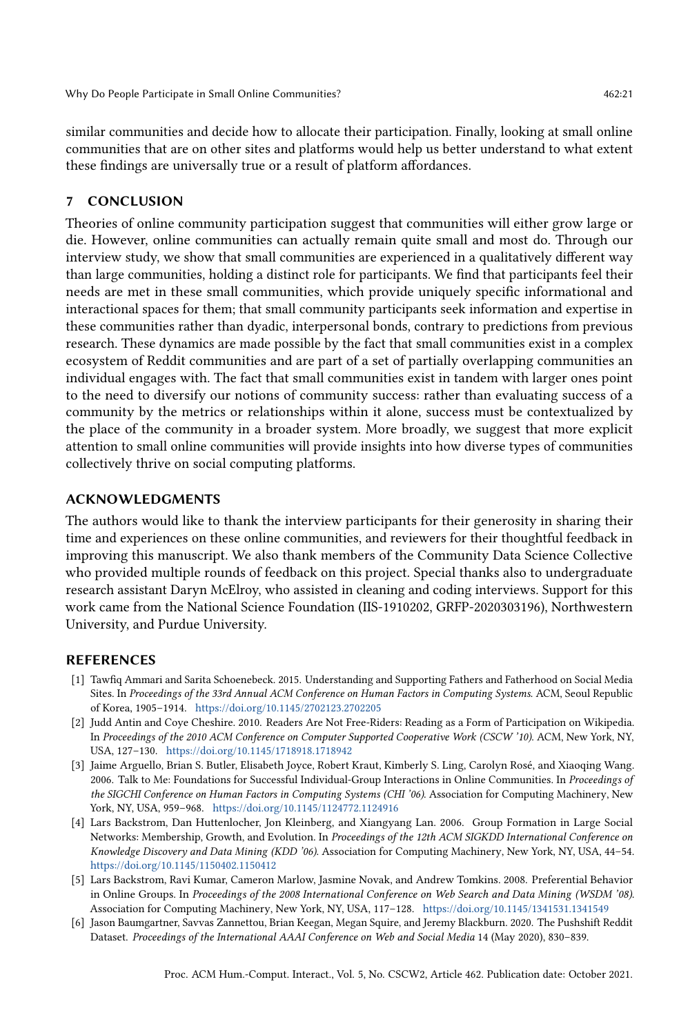similar communities and decide how to allocate their participation. Finally, looking at small online communities that are on other sites and platforms would help us better understand to what extent these findings are universally true or a result of platform affordances.

## 7 CONCLUSION

Theories of online community participation suggest that communities will either grow large or die. However, online communities can actually remain quite small and most do. Through our interview study, we show that small communities are experienced in a qualitatively different way than large communities, holding a distinct role for participants. We find that participants feel their needs are met in these small communities, which provide uniquely specific informational and interactional spaces for them; that small community participants seek information and expertise in these communities rather than dyadic, interpersonal bonds, contrary to predictions from previous research. These dynamics are made possible by the fact that small communities exist in a complex ecosystem of Reddit communities and are part of a set of partially overlapping communities an individual engages with. The fact that small communities exist in tandem with larger ones point to the need to diversify our notions of community success: rather than evaluating success of a community by the metrics or relationships within it alone, success must be contextualized by the place of the community in a broader system. More broadly, we suggest that more explicit attention to small online communities will provide insights into how diverse types of communities collectively thrive on social computing platforms.

## ACKNOWLEDGMENTS

The authors would like to thank the interview participants for their generosity in sharing their time and experiences on these online communities, and reviewers for their thoughtful feedback in improving this manuscript. We also thank members of the Community Data Science Collective who provided multiple rounds of feedback on this project. Special thanks also to undergraduate research assistant Daryn McElroy, who assisted in cleaning and coding interviews. Support for this work came from the National Science Foundation (IIS-1910202, GRFP-2020303196), Northwestern University, and Purdue University.

## REFERENCES

[1] Tawfiq Ammari and Sarita Schoenebeck. 2015. Understanding and Supporting Fathers and Fatherhood on Social Media Sites. In *Proceedings of the 33rd Annual ACM Conference on Human Factors in Computing Systems*. ACM, Seoul Republic of Korea, 1905–1914. https://doi.org/10.1145/2702123.2702205

[2] Judd Antin and Coye Cheshire. 2010. Readers Are Not Free-Riders: Reading as a Form of Participation on Wikipedia. In *Proceedings of the 2010 ACM Conference on Computer Supported Cooperative Work (CSCW '10)*. ACM, New York, NY, USA, 127–130. https://doi.org/10.1145/1718918.1718942

[3] Jaime Arguello, Brian S. Butler, Elisabeth Joyce, Robert Kraut, Kimberly S. Ling, Carolyn Rosé, and Xiaoqing Wang. 2006. Talk to Me: Foundations for Successful Individual-Group Interactions in Online Communities. In *Proceedings of the SIGCHI Conference on Human Factors in Computing Systems (CHI '06)*. Association for Computing Machinery, New York, NY, USA, 959–968. https://doi.org/10.1145/1124772.1124916

[4] Lars Backstrom, Dan Huttenlocher, Jon Kleinberg, and Xiangyang Lan. 2006. Group Formation in Large Social Networks: Membership, Growth, and Evolution. In *Proceedings of the 12th ACM SIGKDD International Conference on Knowledge Discovery and Data Mining (KDD '06)*. Association for Computing Machinery, New York, NY, USA, 44–54. https://doi.org/10.1145/1150402.1150412

[5] Lars Backstrom, Ravi Kumar, Cameron Marlow, Jasmine Novak, and Andrew Tomkins. 2008. Preferential Behavior in Online Groups. In *Proceedings of the 2008 International Conference on Web Search and Data Mining (WSDM '08)*. Association for Computing Machinery, New York, NY, USA, 117–128. https://doi.org/10.1145/1341531.1341549

[6] Jason Baumgartner, Savvas Zannettou, Brian Keegan, Megan Squire, and Jeremy Blackburn. 2020. The Pushshift Reddit Dataset. *Proceedings of the International AAAI Conference on Web and Social Media* 14 (May 2020), 830–839.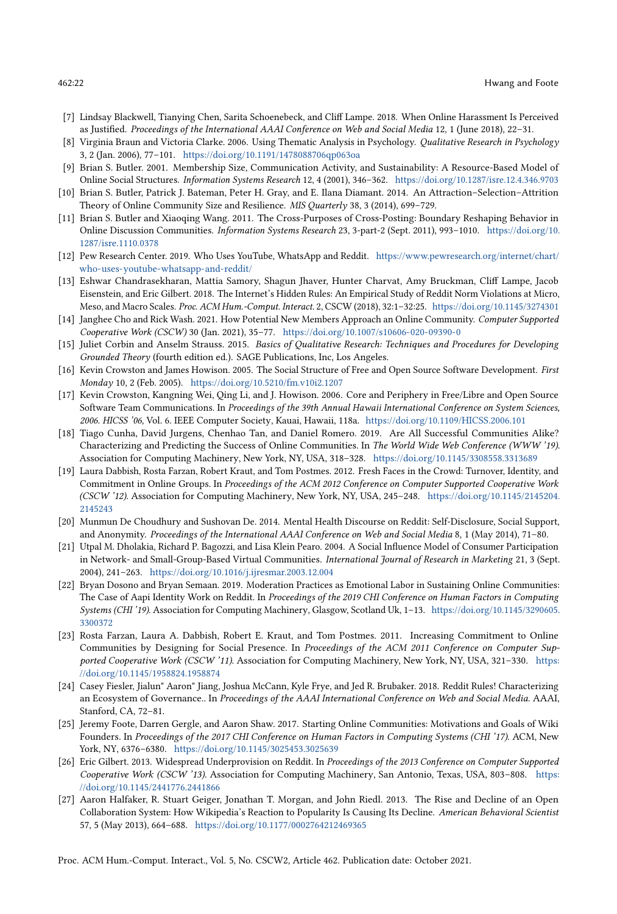[7] Lindsay Blackwell, Tianying Chen, Sarita Schoenebeck, and Cliff Lampe. 2018. When Online Harassment Is Perceived as Justified. *Proceedings of the International AAAI Conference on Web and Social Media* 12, 1 (June 2018), 22–31.

[8] Virginia Braun and Victoria Clarke. 2006. Using Thematic Analysis in Psychology. *Qualitative Research in Psychology* 3, 2 (Jan. 2006), 77–101. https://doi.org/10.1191/1478088706qp063oa

[9] Brian S. Butler. 2001. Membership Size, Communication Activity, and Sustainability: A Resource-Based Model of Online Social Structures. *Information Systems Research* 12, 4 (2001), 346–362. https://doi.org/10.1287/isre.12.4.346.9703

[10] Brian S. Butler, Patrick J. Bateman, Peter H. Gray, and E. Ilana Diamant. 2014. An Attraction–Selection–Attrition Theory of Online Community Size and Resilience. *MIS Quarterly* 38, 3 (2014), 699–729.

[11] Brian S. Butler and Xiaoqing Wang. 2011. The Cross-Purposes of Cross-Posting: Boundary Reshaping Behavior in Online Discussion Communities. *Information Systems Research* 23, 3-part-2 (Sept. 2011), 993–1010. https://doi.org/10.1287/isre.1110.0378

[12] Pew Research Center. 2019. Who Uses YouTube, WhatsApp and Reddit. https://www.pewresearch.org/internet/chart/who-uses-youtube-whatsapp-and-reddit/

[13] Eshwar Chandrasekharan, Mattia Samory, Shagun Jhaver, Hunter Charvat, Amy Bruckman, Cliff Lampe, Jacob Eisenstein, and Eric Gilbert. 2018. The Internet's Hidden Rules: An Empirical Study of Reddit Norm Violations at Micro, Meso, and Macro Scales. *Proc. ACM Hum.-Comput. Interact.* 2, CSCW (2018), 32:1–32:25. https://doi.org/10.1145/3274301

[14] Janghee Cho and Rick Wash. 2021. How Potential New Members Approach an Online Community. *Computer Supported Cooperative Work (CSCW)* 30 (Jan. 2021), 35–77. https://doi.org/10.1007/s10606-020-09390-0

[15] Juliet Corbin and Anselm Strauss. 2015. *Basics of Qualitative Research: Techniques and Procedures for Developing Grounded Theory* (fourth edition ed.). SAGE Publications, Inc, Los Angeles.

[16] Kevin Crowston and James Howison. 2005. The Social Structure of Free and Open Source Software Development. *First Monday* 10, 2 (Feb. 2005). https://doi.org/10.5210/fm.v10i2.1207

[17] Kevin Crowston, Kangning Wei, Qing Li, and J. Howison. 2006. Core and Periphery in Free/Libre and Open Source Software Team Communications. In *Proceedings of the 39th Annual Hawaii International Conference on System Sciences, 2006. HICSS '06*, Vol. 6. IEEE Computer Society, Kauai, Hawaii, 118a. https://doi.org/10.1109/HICSS.2006.101

[18] Tiago Cunha, David Jurgens, Chenhao Tan, and Daniel Romero. 2019. Are All Successful Communities Alike? Characterizing and Predicting the Success of Online Communities. In *The World Wide Web Conference (WWW '19)*. Association for Computing Machinery, New York, NY, USA, 318–328. https://doi.org/10.1145/3308558.3313689

[19] Laura Dabbish, Rosta Farzan, Robert Kraut, and Tom Postmes. 2012. Fresh Faces in the Crowd: Turnover, Identity, and Commitment in Online Groups. In *Proceedings of the ACM 2012 Conference on Computer Supported Cooperative Work (CSCW '12)*. Association for Computing Machinery, New York, NY, USA, 245–248. https://doi.org/10.1145/2145204.2145243

[20] Munmun De Choudhury and Sushovan De. 2014. Mental Health Discourse on Reddit: Self-Disclosure, Social Support, and Anonymity. *Proceedings of the International AAAI Conference on Web and Social Media* 8, 1 (May 2014), 71–80.

[21] Utpal M. Dholakia, Richard P. Bagozzi, and Lisa Klein Pearo. 2004. A Social Influence Model of Consumer Participation in Network- and Small-Group-Based Virtual Communities. *International Journal of Research in Marketing* 21, 3 (Sept. 2004), 241–263. https://doi.org/10.1016/j.ijresmar.2003.12.004

[22] Bryan Dosono and Bryan Semaan. 2019. Moderation Practices as Emotional Labor in Sustaining Online Communities: The Case of Aapi Identity Work on Reddit. In *Proceedings of the 2019 CHI Conference on Human Factors in Computing Systems (CHI '19)*. Association for Computing Machinery, Glasgow, Scotland Uk, 1–13. https://doi.org/10.1145/3290605.3300372

[23] Rosta Farzan, Laura A. Dabbish, Robert E. Kraut, and Tom Postmes. 2011. Increasing Commitment to Online Communities by Designing for Social Presence. In *Proceedings of the ACM 2011 Conference on Computer Supported Cooperative Work (CSCW '11)*. Association for Computing Machinery, New York, NY, USA, 321–330. https://doi.org/10.1145/1958824.1958874

[24] Casey Fiesler, Jialun" Aaron" Jiang, Joshua McCann, Kyle Frye, and Jed R. Brubaker. 2018. Reddit Rules! Characterizing an Ecosystem of Governance.. In *Proceedings of the AAAI International Conference on Web and Social Media*. AAAI, Stanford, CA, 72–81.

[25] Jeremy Foote, Darren Gergle, and Aaron Shaw. 2017. Starting Online Communities: Motivations and Goals of Wiki Founders. In *Proceedings of the 2017 CHI Conference on Human Factors in Computing Systems (CHI '17)*. ACM, New York, NY, 6376–6380. https://doi.org/10.1145/3025453.3025639

[26] Eric Gilbert. 2013. Widespread Underprovision on Reddit. In *Proceedings of the 2013 Conference on Computer Supported Cooperative Work (CSCW '13)*. Association for Computing Machinery, San Antonio, Texas, USA, 803–808. https://doi.org/10.1145/2441776.2441866

[27] Aaron Halfaker, R. Stuart Geiger, Jonathan T. Morgan, and John Riedl. 2013. The Rise and Decline of an Open Collaboration System: How Wikipedia's Reaction to Popularity Is Causing Its Decline. *American Behavioral Scientist* 57, 5 (May 2013), 664–688. https://doi.org/10.1177/0002764212469365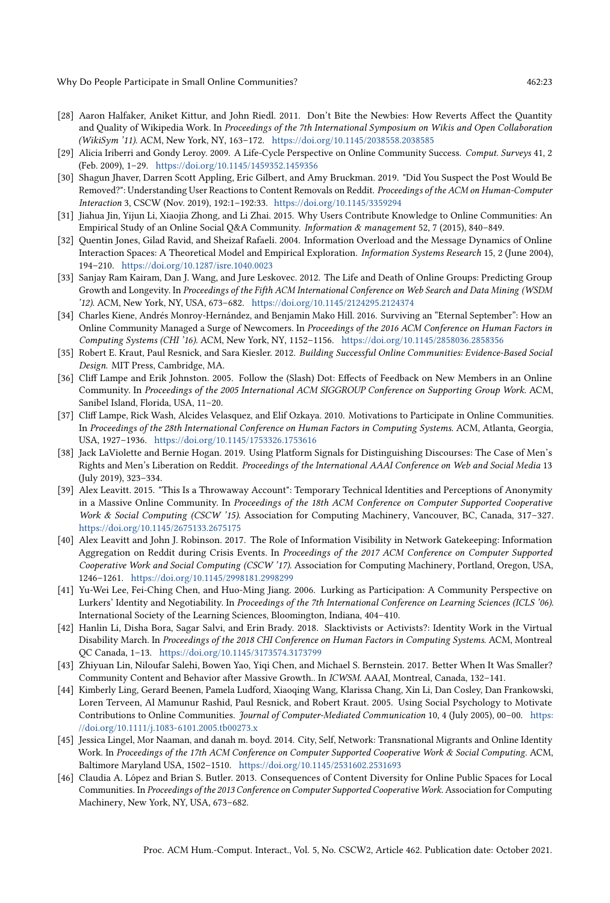[28] Aaron Halfaker, Aniket Kittur, and John Riedl. 2011. Don't Bite the Newbies: How Reverts Affect the Quantity and Quality of Wikipedia Work. In *Proceedings of the 7th International Symposium on Wikis and Open Collaboration (WikiSym '11)*. ACM, New York, NY, 163–172. https://doi.org/10.1145/2038558.2038585

[29] Alicia Iriberri and Gondy Leroy. 2009. A Life-Cycle Perspective on Online Community Success. *Comput. Surveys* 41, 2 (Feb. 2009), 1–29. https://doi.org/10.1145/1459352.1459356

[30] Shagun Jhaver, Darren Scott Appling, Eric Gilbert, and Amy Bruckman. 2019. "Did You Suspect the Post Would Be Removed?": Understanding User Reactions to Content Removals on Reddit. *Proceedings of the ACM on Human-Computer Interaction* 3, CSCW (Nov. 2019), 192:1–192:33. https://doi.org/10.1145/3359294

[31] Jiahua Jin, Yijun Li, Xiaojia Zhong, and Li Zhai. 2015. Why Users Contribute Knowledge to Online Communities: An Empirical Study of an Online Social Q&A Community. *Information & management* 52, 7 (2015), 840–849.

[32] Quentin Jones, Gilad Ravid, and Sheizaf Rafaeli. 2004. Information Overload and the Message Dynamics of Online Interaction Spaces: A Theoretical Model and Empirical Exploration. *Information Systems Research* 15, 2 (June 2004), 194–210. https://doi.org/10.1287/isre.1040.0023

[33] Sanjay Ram Kairam, Dan J. Wang, and Jure Leskovec. 2012. The Life and Death of Online Groups: Predicting Group Growth and Longevity. In *Proceedings of the Fifth ACM International Conference on Web Search and Data Mining (WSDM '12)*. ACM, New York, NY, USA, 673–682. https://doi.org/10.1145/2124295.2124374

[34] Charles Kiene, Andrés Monroy-Hernández, and Benjamin Mako Hill. 2016. Surviving an "Eternal September": How an Online Community Managed a Surge of Newcomers. In *Proceedings of the 2016 ACM Conference on Human Factors in Computing Systems (CHI '16)*. ACM, New York, NY, 1152–1156. https://doi.org/10.1145/2858036.2858356

[35] Robert E. Kraut, Paul Resnick, and Sara Kiesler. 2012. *Building Successful Online Communities: Evidence-Based Social Design.* MIT Press, Cambridge, MA.

[36] Cliff Lampe and Erik Johnston. 2005. Follow the (Slash) Dot: Effects of Feedback on New Members in an Online Community. In *Proceedings of the 2005 International ACM SIGGROUP Conference on Supporting Group Work*. ACM, Sanibel Island, Florida, USA, 11–20.

[37] Cliff Lampe, Rick Wash, Alcides Velasquez, and Elif Ozkaya. 2010. Motivations to Participate in Online Communities. In *Proceedings of the 28th International Conference on Human Factors in Computing Systems*. ACM, Atlanta, Georgia, USA, 1927–1936. https://doi.org/10.1145/1753326.1753616

[38] Jack LaViolette and Bernie Hogan. 2019. Using Platform Signals for Distinguishing Discourses: The Case of Men's Rights and Men's Liberation on Reddit. *Proceedings of the International AAAI Conference on Web and Social Media* 13 (July 2019), 323–334.

[39] Alex Leavitt. 2015. "This Is a Throwaway Account": Temporary Technical Identities and Perceptions of Anonymity in a Massive Online Community. In *Proceedings of the 18th ACM Conference on Computer Supported Cooperative Work & Social Computing (CSCW '15)*. Association for Computing Machinery, Vancouver, BC, Canada, 317–327. https://doi.org/10.1145/2675133.2675175

[40] Alex Leavitt and John J. Robinson. 2017. The Role of Information Visibility in Network Gatekeeping: Information Aggregation on Reddit during Crisis Events. In *Proceedings of the 2017 ACM Conference on Computer Supported Cooperative Work and Social Computing (CSCW '17)*. Association for Computing Machinery, Portland, Oregon, USA, 1246–1261. https://doi.org/10.1145/2998181.2998299

[41] Yu-Wei Lee, Fei-Ching Chen, and Huo-Ming Jiang. 2006. Lurking as Participation: A Community Perspective on Lurkers' Identity and Negotiability. In *Proceedings of the 7th International Conference on Learning Sciences (ICLS '06)*. International Society of the Learning Sciences, Bloomington, Indiana, 404–410.

[42] Hanlin Li, Disha Bora, Sagar Salvi, and Erin Brady. 2018. Slacktivists or Activists?: Identity Work in the Virtual Disability March. In *Proceedings of the 2018 CHI Conference on Human Factors in Computing Systems*. ACM, Montreal QC Canada, 1–13. https://doi.org/10.1145/3173574.3173799

[43] Zhiyuan Lin, Niloufar Salehi, Bowen Yao, Yiqi Chen, and Michael S. Bernstein. 2017. Better When It Was Smaller? Community Content and Behavior after Massive Growth.. In *ICWSM*. AAAI, Montreal, Canada, 132–141.

[44] Kimberly Ling, Gerard Beenen, Pamela Ludford, Xiaoqing Wang, Klarissa Chang, Xin Li, Dan Cosley, Dan Frankowski, Loren Terveen, Al Mamunur Rashid, Paul Resnick, and Robert Kraut. 2005. Using Social Psychology to Motivate Contributions to Online Communities. *Journal of Computer-Mediated Communication* 10, 4 (July 2005), 00–00. https://doi.org/10.1111/j.1083-6101.2005.tb00273.x

[45] Jessica Lingel, Mor Naaman, and danah m. boyd. 2014. City, Self, Network: Transnational Migrants and Online Identity Work. In *Proceedings of the 17th ACM Conference on Computer Supported Cooperative Work & Social Computing*. ACM, Baltimore Maryland USA, 1502–1510. https://doi.org/10.1145/2531602.2531693

[46] Claudia A. López and Brian S. Butler. 2013. Consequences of Content Diversity for Online Public Spaces for Local Communities. In *Proceedings of the 2013 Conference on Computer Supported Cooperative Work*. Association for Computing Machinery, New York, NY, USA, 673–682.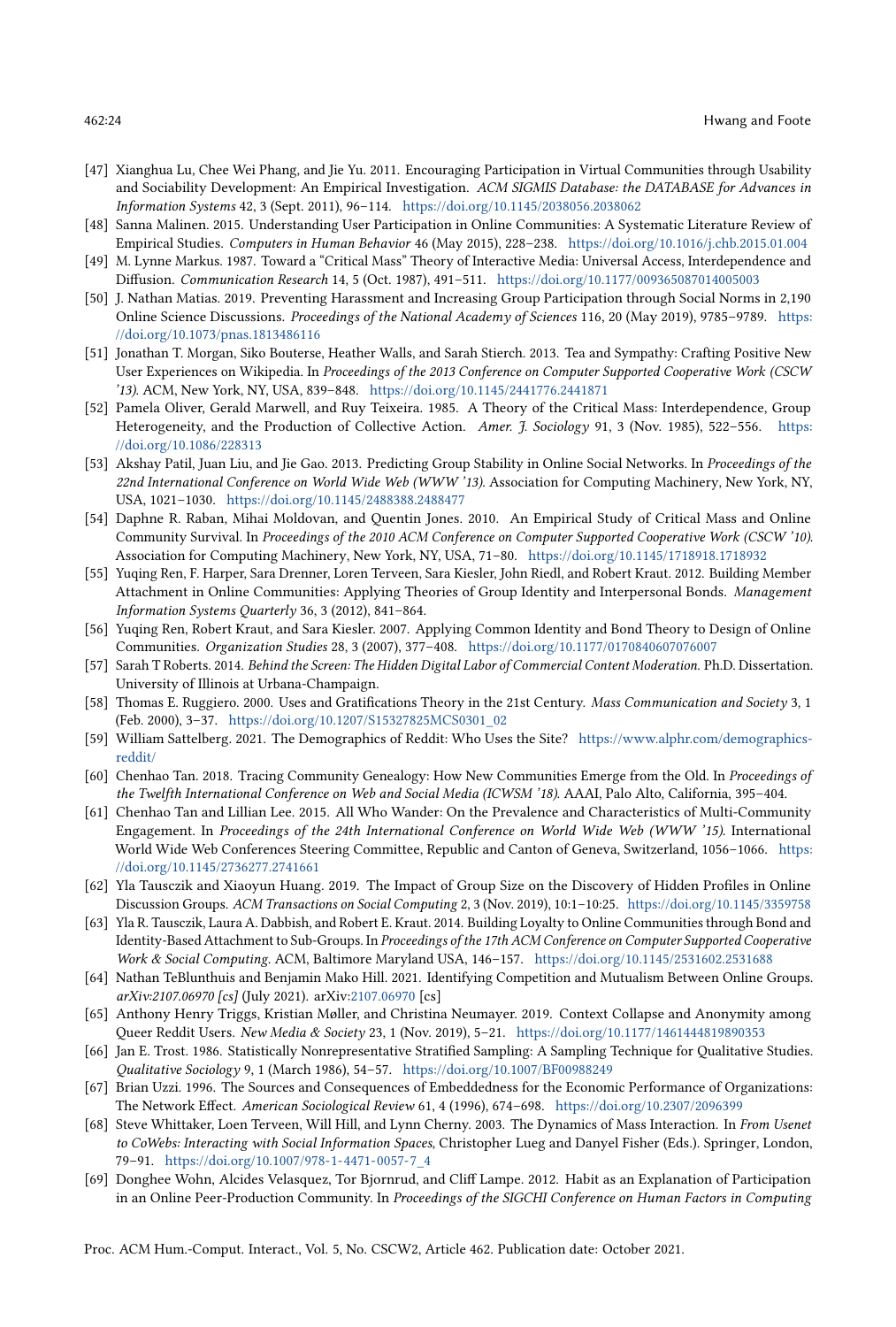- [47] Xianghua Lu, Chee Wei Phang, and Jie Yu. 2011. Encouraging Participation in Virtual Communities through Usability and Sociability Development: An Empirical Investigation. *ACM SIGMIS Database: the DATABASE for Advances in Information Systems* 42, 3 (Sept. 2011), 96–114. https://doi.org/10.1145/2038056.2038062
- [48] Sanna Malinen. 2015. Understanding User Participation in Online Communities: A Systematic Literature Review of Empirical Studies. *Computers in Human Behavior* 46 (May 2015), 228–238. https://doi.org/10.1016/j.chb.2015.01.004
- [49] M. Lynne Markus. 1987. Toward a "Critical Mass" Theory of Interactive Media: Universal Access, Interdependence and Diffusion. *Communication Research* 14, 5 (Oct. 1987), 491–511. https://doi.org/10.1177/009365087014005003
- [50] J. Nathan Matias. 2019. Preventing Harassment and Increasing Group Participation through Social Norms in 2,190 Online Science Discussions. *Proceedings of the National Academy of Sciences* 116, 20 (May 2019), 9785–9789. https://doi.org/10.1073/pnas.1813486116
- [51] Jonathan T. Morgan, Siko Bouterse, Heather Walls, and Sarah Stierch. 2013. Tea and Sympathy: Crafting Positive New User Experiences on Wikipedia. In *Proceedings of the 2013 Conference on Computer Supported Cooperative Work (CSCW '13)*. ACM, New York, NY, USA, 839–848. https://doi.org/10.1145/2441776.2441871
- [52] Pamela Oliver, Gerald Marwell, and Ruy Teixeira. 1985. A Theory of the Critical Mass: Interdependence, Group Heterogeneity, and the Production of Collective Action. *Amer. J. Sociology* 91, 3 (Nov. 1985), 522–556. https://doi.org/10.1086/228313
- [53] Akshay Patil, Juan Liu, and Jie Gao. 2013. Predicting Group Stability in Online Social Networks. In *Proceedings of the 22nd International Conference on World Wide Web (WWW '13)*. Association for Computing Machinery, New York, NY, USA, 1021–1030. https://doi.org/10.1145/2488388.2488477
- [54] Daphne R. Raban, Mihai Moldovan, and Quentin Jones. 2010. An Empirical Study of Critical Mass and Online Community Survival. In *Proceedings of the 2010 ACM Conference on Computer Supported Cooperative Work (CSCW '10)*. Association for Computing Machinery, New York, NY, USA, 71–80. https://doi.org/10.1145/1718918.1718932
- [55] Yuqing Ren, F. Harper, Sara Drenner, Loren Terveen, Sara Kiesler, John Riedl, and Robert Kraut. 2012. Building Member Attachment in Online Communities: Applying Theories of Group Identity and Interpersonal Bonds. *Management Information Systems Quarterly* 36, 3 (2012), 841–864.
- [56] Yuqing Ren, Robert Kraut, and Sara Kiesler. 2007. Applying Common Identity and Bond Theory to Design of Online Communities. *Organization Studies* 28, 3 (2007), 377–408. https://doi.org/10.1177/0170840607076007
- [57] Sarah T Roberts. 2014. *Behind the Screen: The Hidden Digital Labor of Commercial Content Moderation.* Ph.D. Dissertation. University of Illinois at Urbana-Champaign.
- [58] Thomas E. Ruggiero. 2000. Uses and Gratifications Theory in the 21st Century. *Mass Communication and Society* 3, 1 (Feb. 2000), 3–37. https://doi.org/10.1207/S15327825MCS0301_02
- [59] William Sattelberg. 2021. The Demographics of Reddit: Who Uses the Site? https://www.alphr.com/demographics-reddit/
- [60] Chenhao Tan. 2018. Tracing Community Genealogy: How New Communities Emerge from the Old. In *Proceedings of the Twelfth International Conference on Web and Social Media (ICWSM '18)*. AAAI, Palo Alto, California, 395–404.
- [61] Chenhao Tan and Lillian Lee. 2015. All Who Wander: On the Prevalence and Characteristics of Multi-Community Engagement. In *Proceedings of the 24th International Conference on World Wide Web (WWW '15)*. International World Wide Web Conferences Steering Committee, Republic and Canton of Geneva, Switzerland, 1056–1066. https://doi.org/10.1145/2736277.2741661
- [62] Yla Tausczik and Xiaoyun Huang. 2019. The Impact of Group Size on the Discovery of Hidden Profiles in Online Discussion Groups. *ACM Transactions on Social Computing* 2, 3 (Nov. 2019), 10:1–10:25. https://doi.org/10.1145/3359758
- [63] Yla R. Tausczik, Laura A. Dabbish, and Robert E. Kraut. 2014. Building Loyalty to Online Communities through Bond and Identity-Based Attachment to Sub-Groups. In *Proceedings of the 17th ACM Conference on Computer Supported Cooperative Work & Social Computing*. ACM, Baltimore Maryland USA, 146–157. https://doi.org/10.1145/2531602.2531688
- [64] Nathan TeBlunthuis and Benjamin Mako Hill. 2021. Identifying Competition and Mutualism Between Online Groups. *arXiv:2107.06970 [cs]* (July 2021). arXiv:2107.06970 [cs]
- [65] Anthony Henry Triggs, Kristian Møller, and Christina Neumayer. 2019. Context Collapse and Anonymity among Queer Reddit Users. *New Media & Society* 23, 1 (Nov. 2019), 5–21. https://doi.org/10.1177/1461444819890353
- [66] Jan E. Trost. 1986. Statistically Nonrepresentative Stratified Sampling: A Sampling Technique for Qualitative Studies. *Qualitative Sociology* 9, 1 (March 1986), 54–57. https://doi.org/10.1007/BF00988249
- [67] Brian Uzzi. 1996. The Sources and Consequences of Embeddedness for the Economic Performance of Organizations: The Network Effect. *American Sociological Review* 61, 4 (1996), 674–698. https://doi.org/10.2307/2096399
- [68] Steve Whittaker, Loen Terveen, Will Hill, and Lynn Cherny. 2003. The Dynamics of Mass Interaction. In *From Usenet to CoWebs: Interacting with Social Information Spaces*, Christopher Lueg and Danyel Fisher (Eds.). Springer, London, 79–91. https://doi.org/10.1007/978-1-4471-0057-7_4
- [69] Donghee Wohn, Alcides Velasquez, Tor Bjornrud, and Cliff Lampe. 2012. Habit as an Explanation of Participation in an Online Peer-Production Community. In *Proceedings of the SIGCHI Conference on Human Factors in Computing*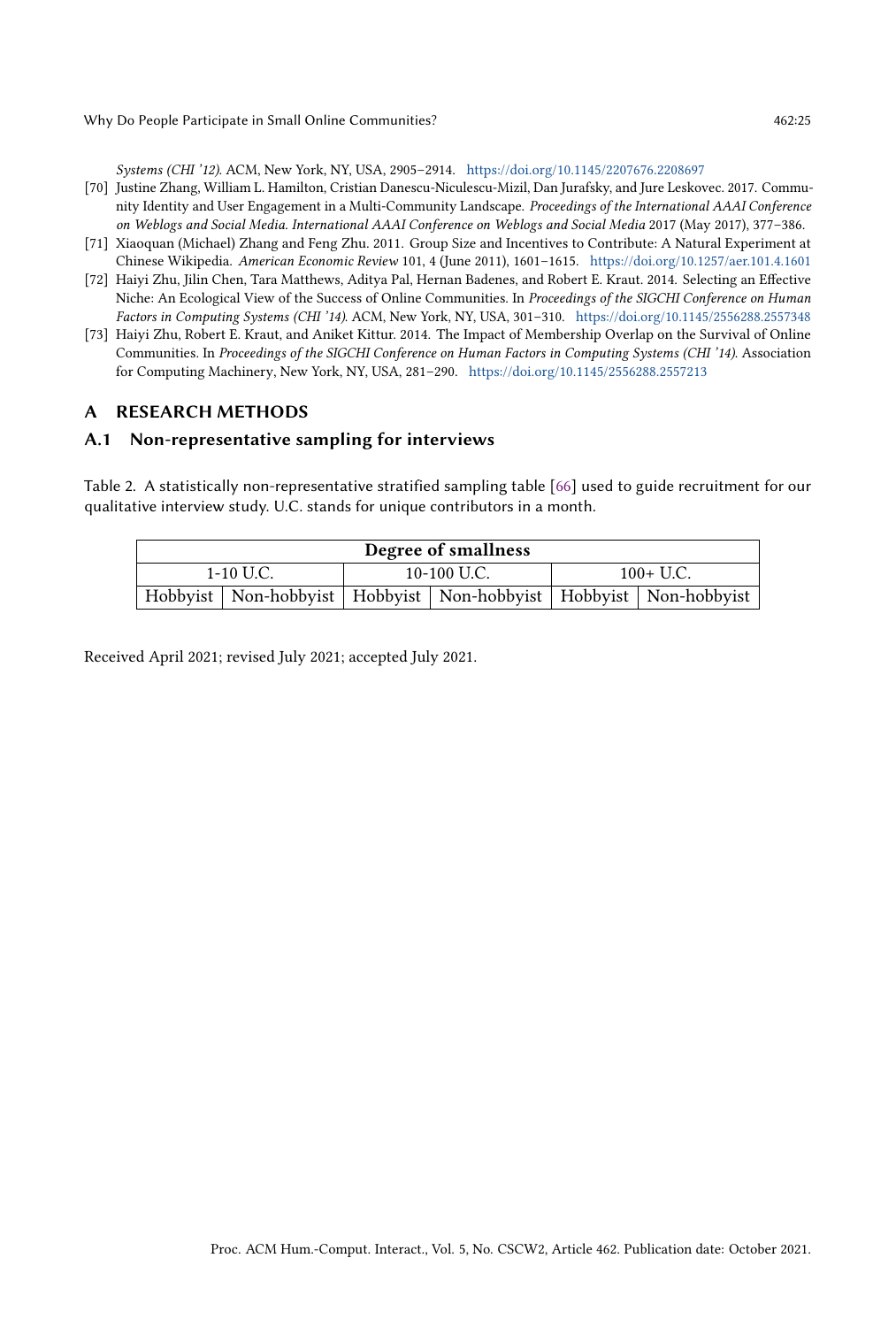Systems (CHI '12). ACM, New York, NY, USA, 2905–2914. https://doi.org/10.1145/2207676.2208697

[70] Justine Zhang, William L. Hamilton, Cristian Danescu-Niculescu-Mizil, Dan Jurafsky, and Jure Leskovec. 2017. Community Identity and User Engagement in a Multi-Community Landscape. *Proceedings of the International AAAI Conference on Weblogs and Social Media. International AAAI Conference on Weblogs and Social Media* 2017 (May 2017), 377–386.

[71] Xiaoquan (Michael) Zhang and Feng Zhu. 2011. Group Size and Incentives to Contribute: A Natural Experiment at Chinese Wikipedia. *American Economic Review* 101, 4 (June 2011), 1601–1615. https://doi.org/10.1257/aer.101.4.1601

[72] Haiyi Zhu, Jilin Chen, Tara Matthews, Aditya Pal, Hernan Badenes, and Robert E. Kraut. 2014. Selecting an Effective Niche: An Ecological View of the Success of Online Communities. In *Proceedings of the SIGCHI Conference on Human Factors in Computing Systems (CHI '14)*. ACM, New York, NY, USA, 301–310. https://doi.org/10.1145/2556288.2557348

[73] Haiyi Zhu, Robert E. Kraut, and Aniket Kittur. 2014. The Impact of Membership Overlap on the Survival of Online Communities. In *Proceedings of the SIGCHI Conference on Human Factors in Computing Systems (CHI '14)*. Association for Computing Machinery, New York, NY, USA, 281–290. https://doi.org/10.1145/2556288.2557213

## A RESEARCH METHODS

### A.1 Non-representative sampling for interviews

Table 2. A statistically non-representative stratified sampling table [66] used to guide recruitment for our qualitative interview study. U.C. stands for unique contributors in a month.

| **Degree of smallness** | | | | | |
|---|---|---|---|---|---|
| 1-10 U.C. | | 10-100 U.C. | | 100+ U.C. | |
| Hobbyist | Non-hobbyist | Hobbyist | Non-hobbyist | Hobbyist | Non-hobbyist |

Received April 2021; revised July 2021; accepted July 2021.